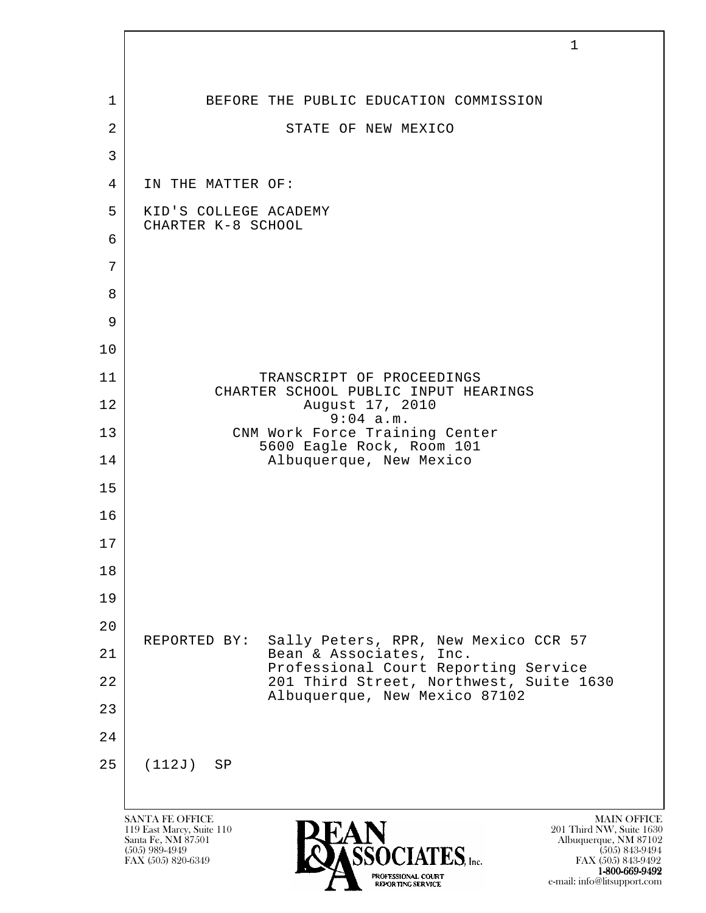BEFORE THE PUBLIC EDUCATION COMMISSION

STATE OF NEW MEXICO

IN THE MATTER OF:

KID'S COLLEGE ACADEMY
CHARTER K-8 SCHOOL

TRANSCRIPT OF PROCEEDINGS
CHARTER SCHOOL PUBLIC INPUT HEARINGS
August 17, 2010
9:04 a.m.
CNM Work Force Training Center
5600 Eagle Rock, Room 101
Albuquerque, New Mexico

REPORTED BY: Sally Peters, RPR, New Mexico CCR 57
Bean & Associates, Inc.
Professional Court Reporting Service
201 Third Street, Northwest, Suite 1630
Albuquerque, New Mexico 87102

(112J) SP

SANTA FE OFFICE
119 East Marcy, Suite 110
Santa Fe, NM 87501
(505) 989-4949
FAX (505) 820-6349

MAIN OFFICE
201 Third NW, Suite 1630
Albuquerque, NM 87102
(505) 843-9494
FAX (505) 843-9492
1-800-669-9492
e-mail: info@litsupport.com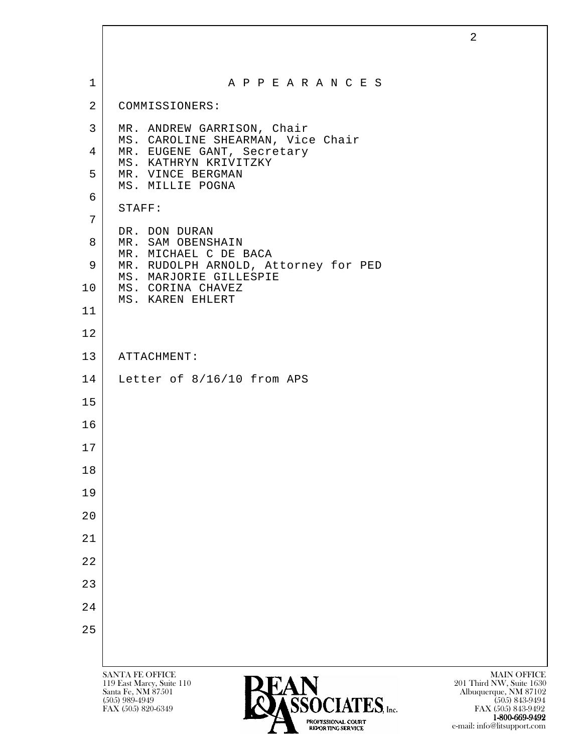# A P P E A R A N C E S

COMMISSIONERS:

MR. ANDREW GARRISON, Chair
MS. CAROLINE SHEARMAN, Vice Chair
MR. EUGENE GANT, Secretary
MS. KATHRYN KRIVITZKY
MR. VINCE BERGMAN
MS. MILLIE POGNA

STAFF:

DR. DON DURAN
MR. SAM OBENSHAIN
MR. MICHAEL C DE BACA
MR. RUDOLPH ARNOLD, Attorney for PED
MS. MARJORIE GILLESPIE
MS. CORINA CHAVEZ
MS. KAREN EHLERT

ATTACHMENT:

Letter of 8/16/10 from APS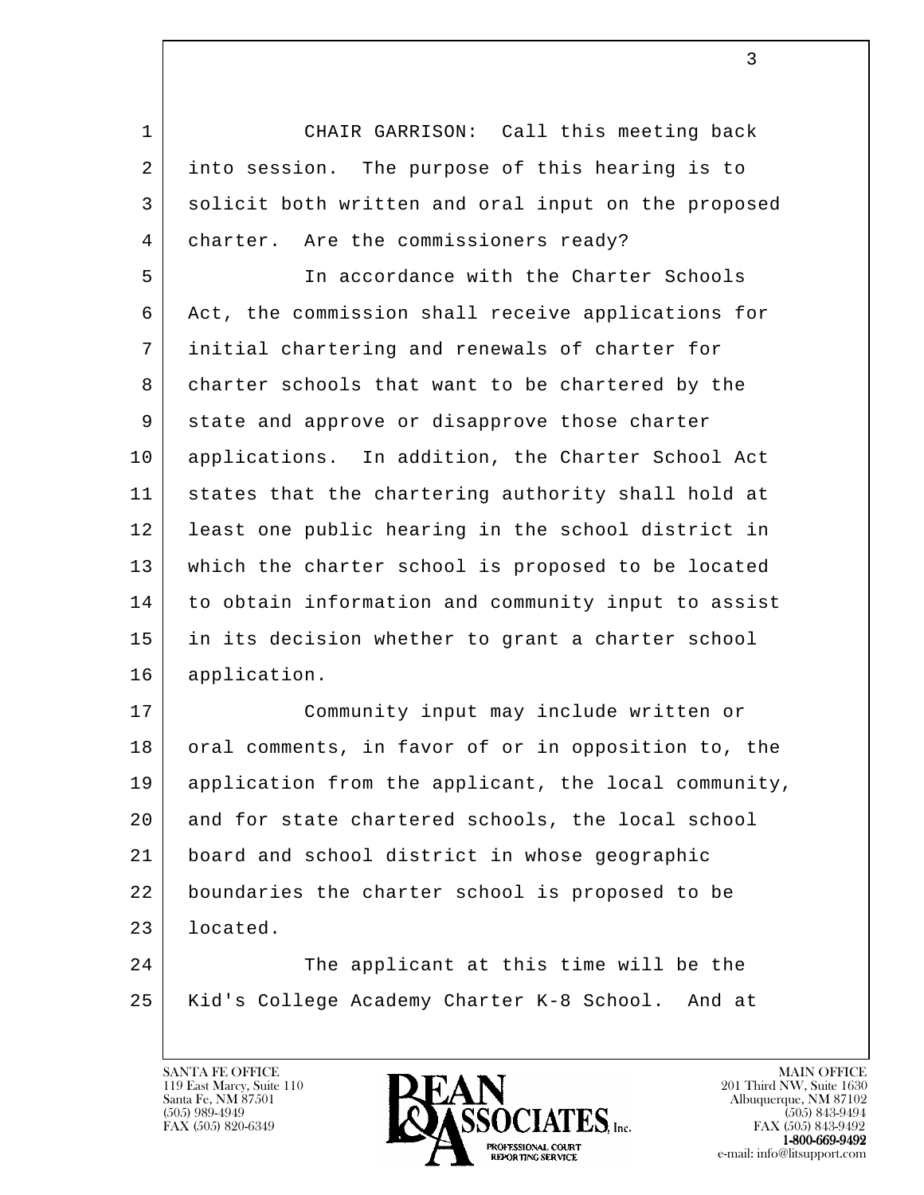CHAIR GARRISON: Call this meeting back into session. The purpose of this hearing is to solicit both written and oral input on the proposed charter. Are the commissioners ready?

In accordance with the Charter Schools Act, the commission shall receive applications for initial chartering and renewals of charter for charter schools that want to be chartered by the state and approve or disapprove those charter applications. In addition, the Charter School Act states that the chartering authority shall hold at least one public hearing in the school district in which the charter school is proposed to be located to obtain information and community input to assist in its decision whether to grant a charter school application.

Community input may include written or oral comments, in favor of or in opposition to, the application from the applicant, the local community, and for state chartered schools, the local school board and school district in whose geographic boundaries the charter school is proposed to be located.

The applicant at this time will be the Kid's College Academy Charter K-8 School. And at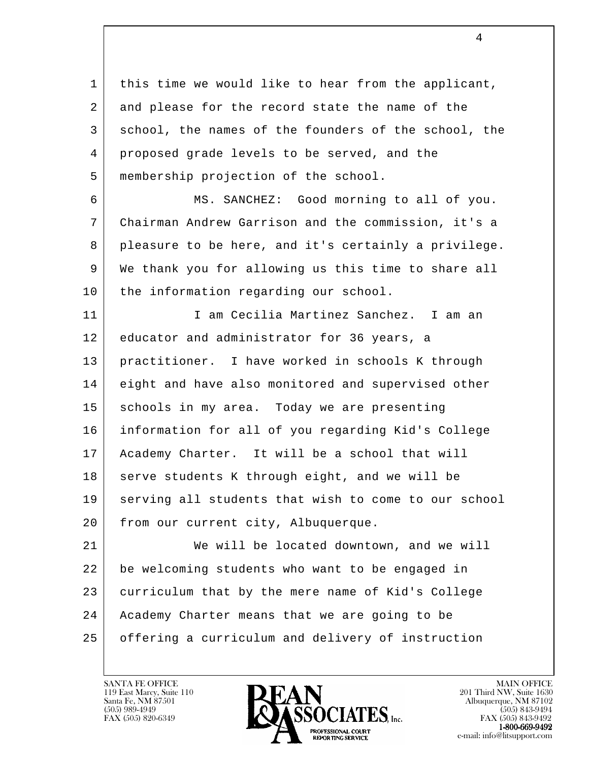this time we would like to hear from the applicant, and please for the record state the name of the school, the names of the founders of the school, the proposed grade levels to be served, and the membership projection of the school.

MS. SANCHEZ: Good morning to all of you. Chairman Andrew Garrison and the commission, it's a pleasure to be here, and it's certainly a privilege. We thank you for allowing us this time to share all the information regarding our school.

I am Cecilia Martinez Sanchez. I am an educator and administrator for 36 years, a practitioner. I have worked in schools K through eight and have also monitored and supervised other schools in my area. Today we are presenting information for all of you regarding Kid's College Academy Charter. It will be a school that will serve students K through eight, and we will be serving all students that wish to come to our school from our current city, Albuquerque.

We will be located downtown, and we will be welcoming students who want to be engaged in curriculum that by the mere name of Kid's College Academy Charter means that we are going to be offering a curriculum and delivery of instruction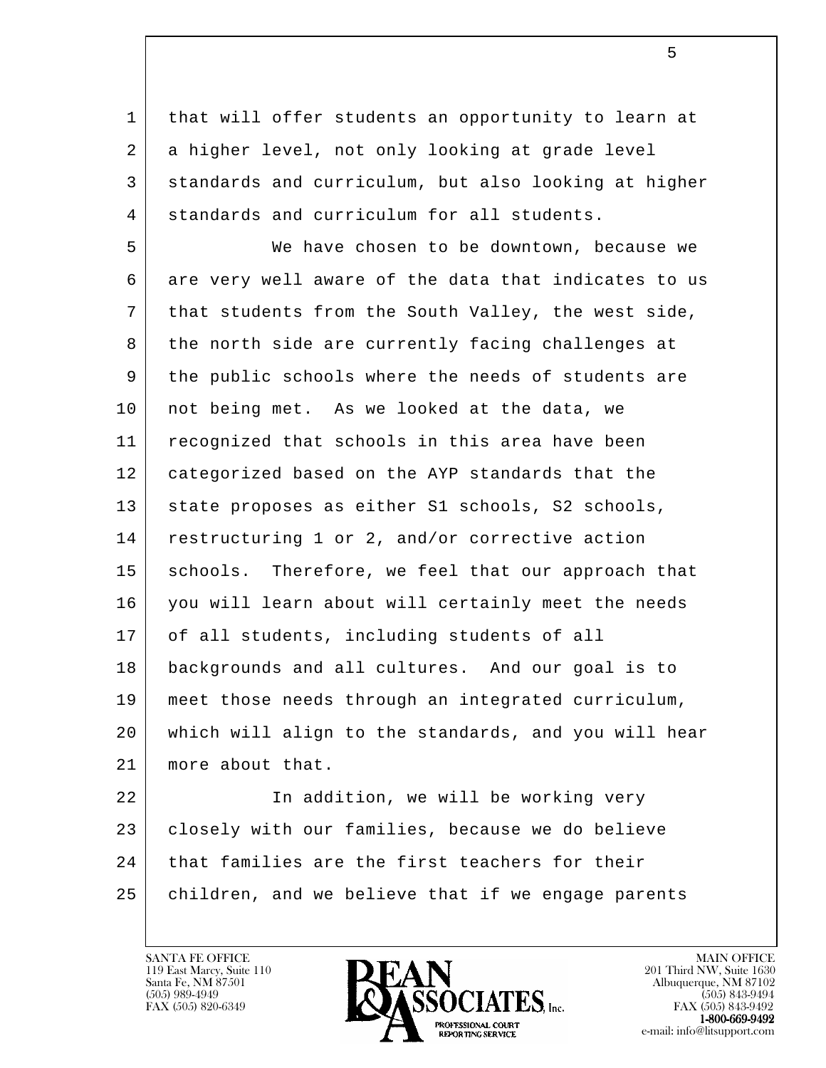that will offer students an opportunity to learn at a higher level, not only looking at grade level standards and curriculum, but also looking at higher standards and curriculum for all students.

We have chosen to be downtown, because we are very well aware of the data that indicates to us that students from the South Valley, the west side, the north side are currently facing challenges at the public schools where the needs of students are not being met. As we looked at the data, we recognized that schools in this area have been categorized based on the AYP standards that the state proposes as either S1 schools, S2 schools, restructuring 1 or 2, and/or corrective action schools. Therefore, we feel that our approach that you will learn about will certainly meet the needs of all students, including students of all backgrounds and all cultures. And our goal is to meet those needs through an integrated curriculum, which will align to the standards, and you will hear more about that.

In addition, we will be working very closely with our families, because we do believe that families are the first teachers for their children, and we believe that if we engage parents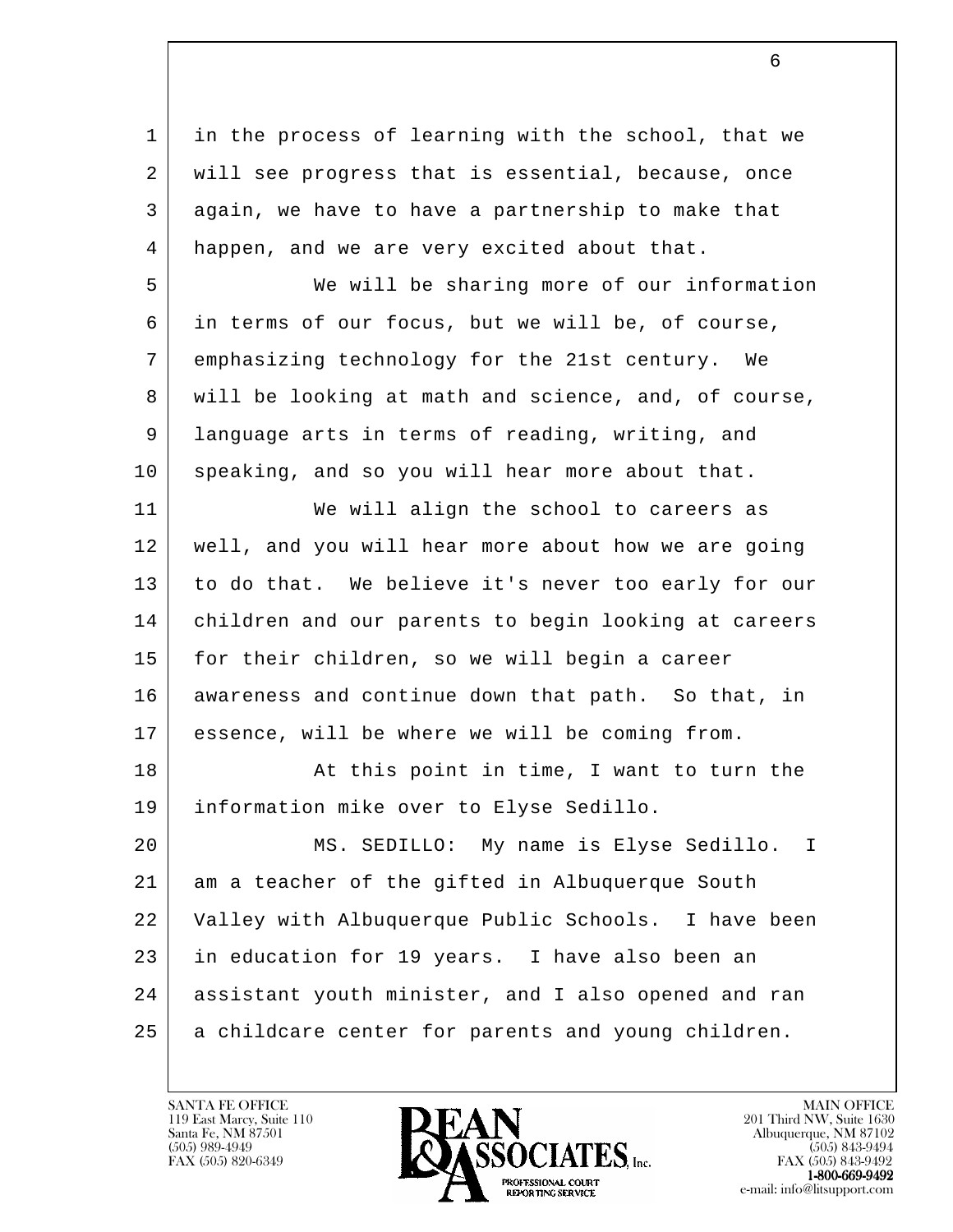in the process of learning with the school, that we will see progress that is essential, because, once again, we have to have a partnership to make that happen, and we are very excited about that.

We will be sharing more of our information in terms of our focus, but we will be, of course, emphasizing technology for the 21st century. We will be looking at math and science, and, of course, language arts in terms of reading, writing, and speaking, and so you will hear more about that.

We will align the school to careers as well, and you will hear more about how we are going to do that. We believe it's never too early for our children and our parents to begin looking at careers for their children, so we will begin a career awareness and continue down that path. So that, in essence, will be where we will be coming from.

At this point in time, I want to turn the information mike over to Elyse Sedillo.

MS. SEDILLO: My name is Elyse Sedillo. I am a teacher of the gifted in Albuquerque South Valley with Albuquerque Public Schools. I have been in education for 19 years. I have also been an assistant youth minister, and I also opened and ran a childcare center for parents and young children.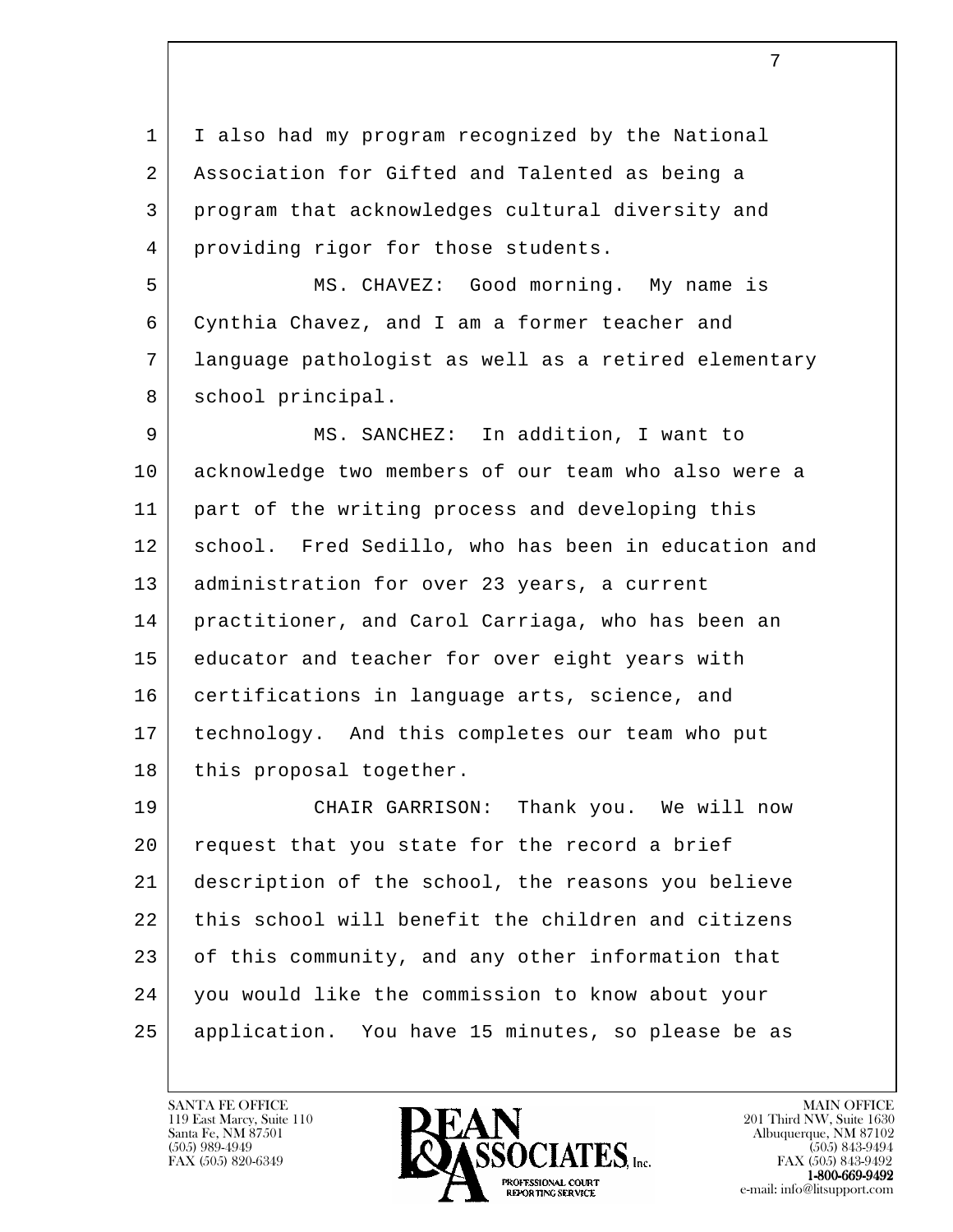I also had my program recognized by the National Association for Gifted and Talented as being a program that acknowledges cultural diversity and providing rigor for those students.

MS. CHAVEZ: Good morning. My name is Cynthia Chavez, and I am a former teacher and language pathologist as well as a retired elementary school principal.

MS. SANCHEZ: In addition, I want to acknowledge two members of our team who also were a part of the writing process and developing this school. Fred Sedillo, who has been in education and administration for over 23 years, a current practitioner, and Carol Carriaga, who has been an educator and teacher for over eight years with certifications in language arts, science, and technology. And this completes our team who put this proposal together.

CHAIR GARRISON: Thank you. We will now request that you state for the record a brief description of the school, the reasons you believe this school will benefit the children and citizens of this community, and any other information that you would like the commission to know about your application. You have 15 minutes, so please be as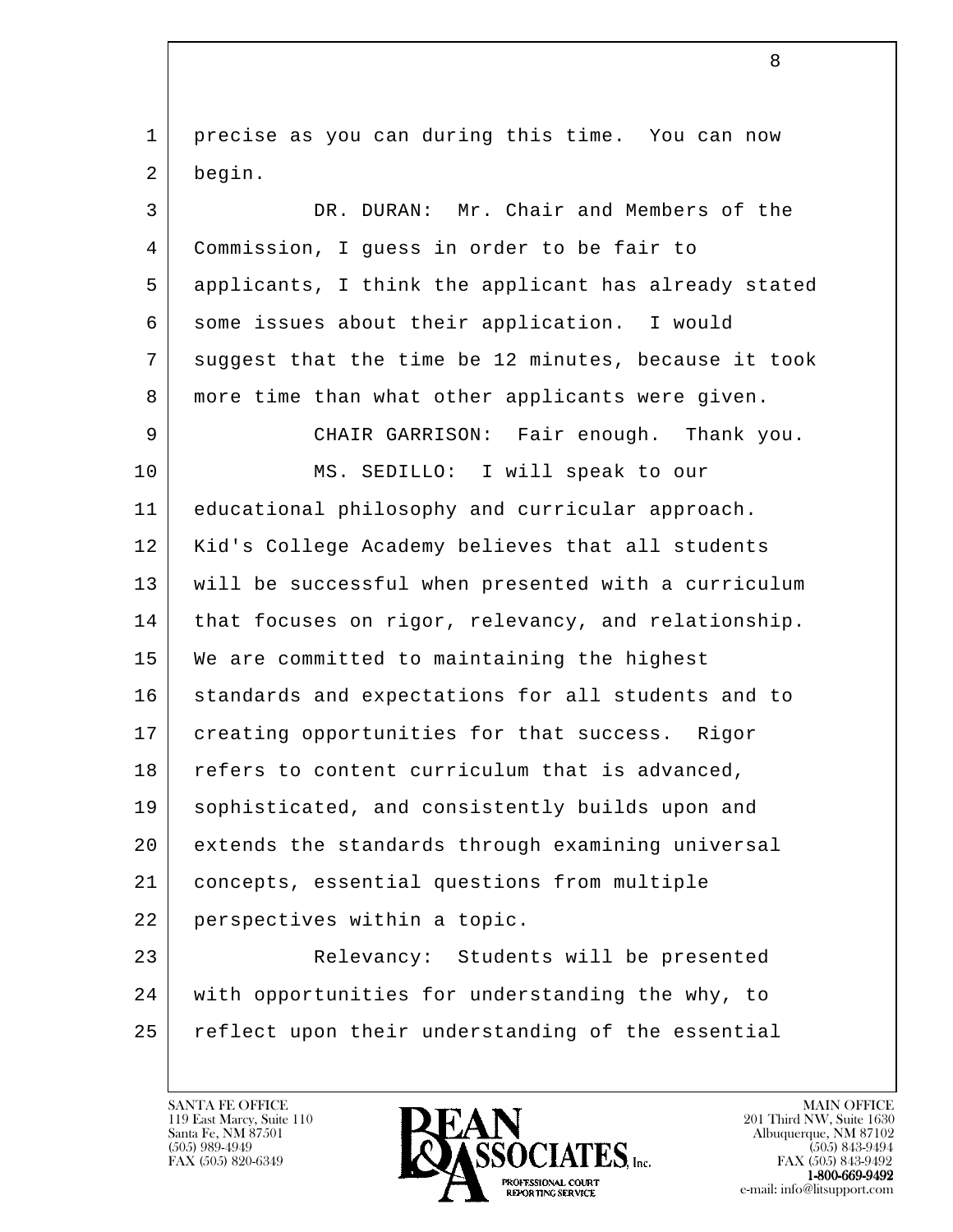precise as you can during this time. You can now begin.

DR. DURAN: Mr. Chair and Members of the Commission, I guess in order to be fair to applicants, I think the applicant has already stated some issues about their application. I would suggest that the time be 12 minutes, because it took more time than what other applicants were given.

CHAIR GARRISON: Fair enough. Thank you.

MS. SEDILLO: I will speak to our educational philosophy and curricular approach. Kid's College Academy believes that all students will be successful when presented with a curriculum that focuses on rigor, relevancy, and relationship. We are committed to maintaining the highest standards and expectations for all students and to creating opportunities for that success. Rigor refers to content curriculum that is advanced, sophisticated, and consistently builds upon and extends the standards through examining universal concepts, essential questions from multiple perspectives within a topic.

Relevancy: Students will be presented with opportunities for understanding the why, to reflect upon their understanding of the essential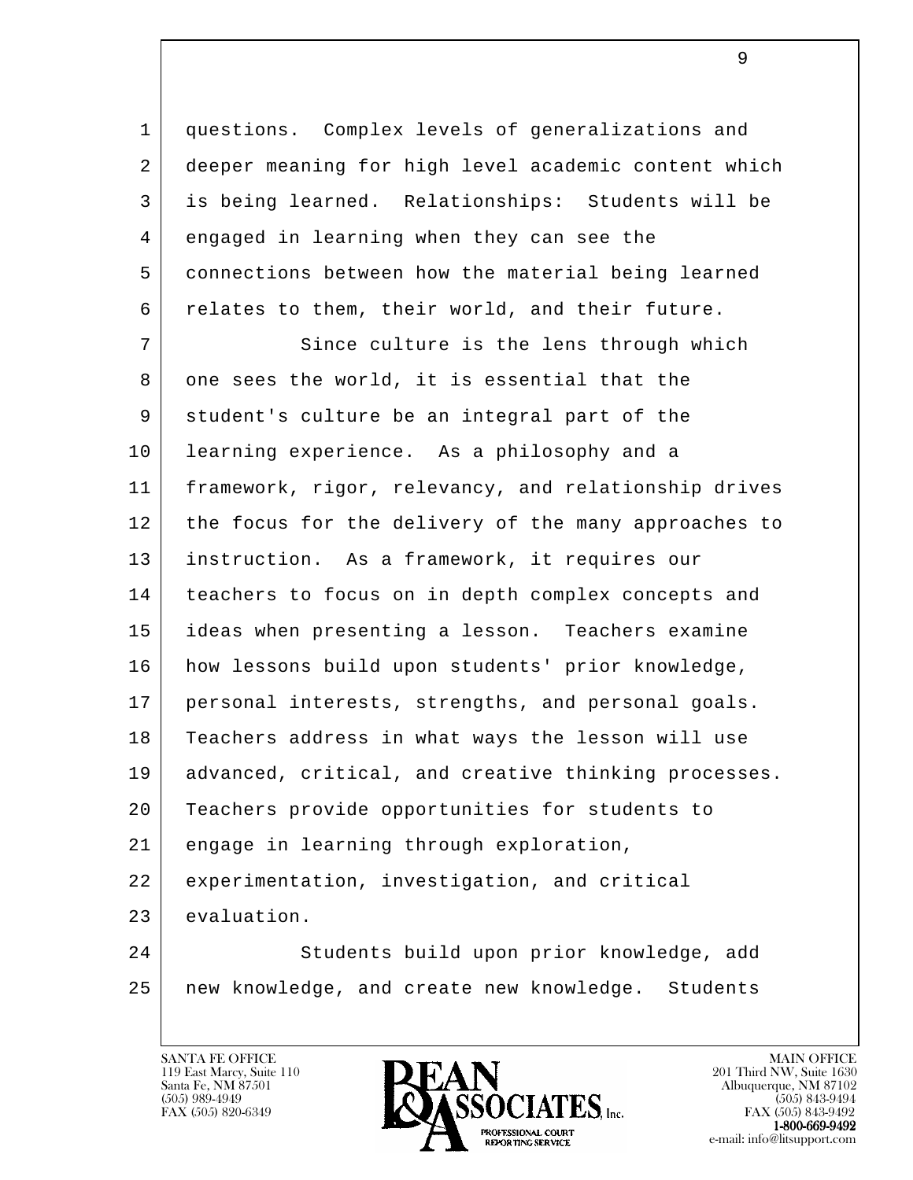questions. Complex levels of generalizations and deeper meaning for high level academic content which is being learned. Relationships: Students will be engaged in learning when they can see the connections between how the material being learned relates to them, their world, and their future.

Since culture is the lens through which one sees the world, it is essential that the student's culture be an integral part of the learning experience. As a philosophy and a framework, rigor, relevancy, and relationship drives the focus for the delivery of the many approaches to instruction. As a framework, it requires our teachers to focus on in depth complex concepts and ideas when presenting a lesson. Teachers examine how lessons build upon students' prior knowledge, personal interests, strengths, and personal goals. Teachers address in what ways the lesson will use advanced, critical, and creative thinking processes. Teachers provide opportunities for students to engage in learning through exploration, experimentation, investigation, and critical evaluation.

Students build upon prior knowledge, add new knowledge, and create new knowledge. Students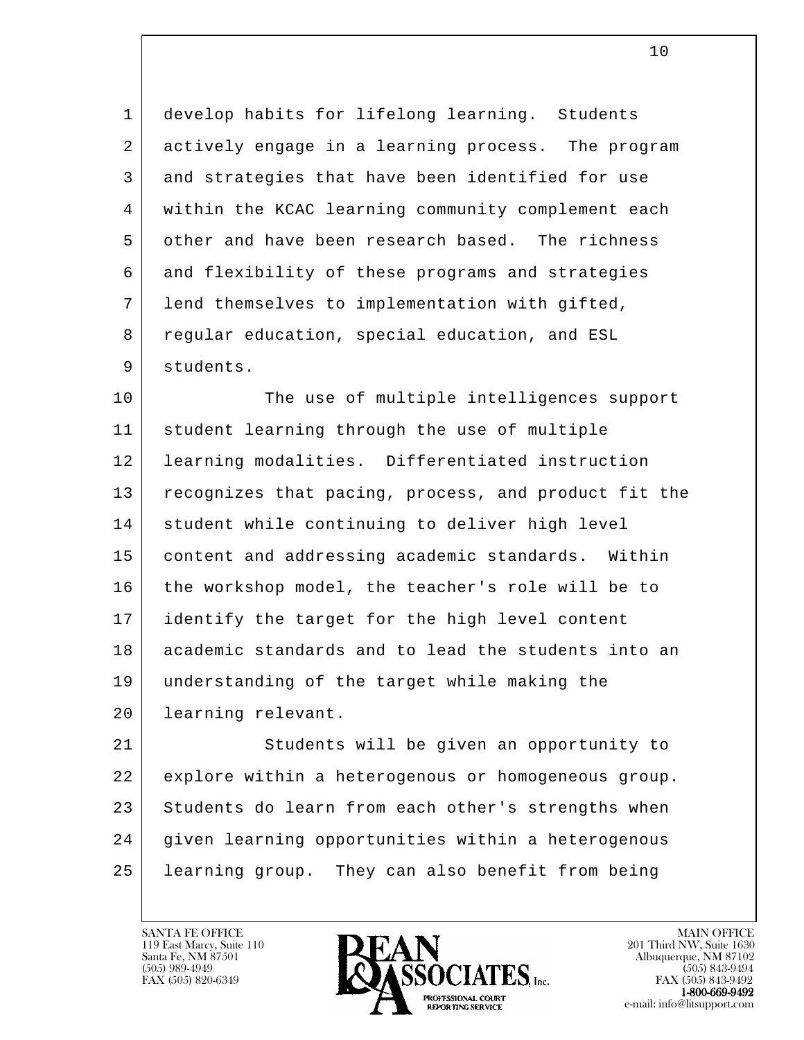develop habits for lifelong learning. Students actively engage in a learning process. The program and strategies that have been identified for use within the KCAC learning community complement each other and have been research based. The richness and flexibility of these programs and strategies lend themselves to implementation with gifted, regular education, special education, and ESL students.

The use of multiple intelligences support student learning through the use of multiple learning modalities. Differentiated instruction recognizes that pacing, process, and product fit the student while continuing to deliver high level content and addressing academic standards. Within the workshop model, the teacher's role will be to identify the target for the high level content academic standards and to lead the students into an understanding of the target while making the learning relevant.

Students will be given an opportunity to explore within a heterogenous or homogeneous group. Students do learn from each other's strengths when given learning opportunities within a heterogenous learning group. They can also benefit from being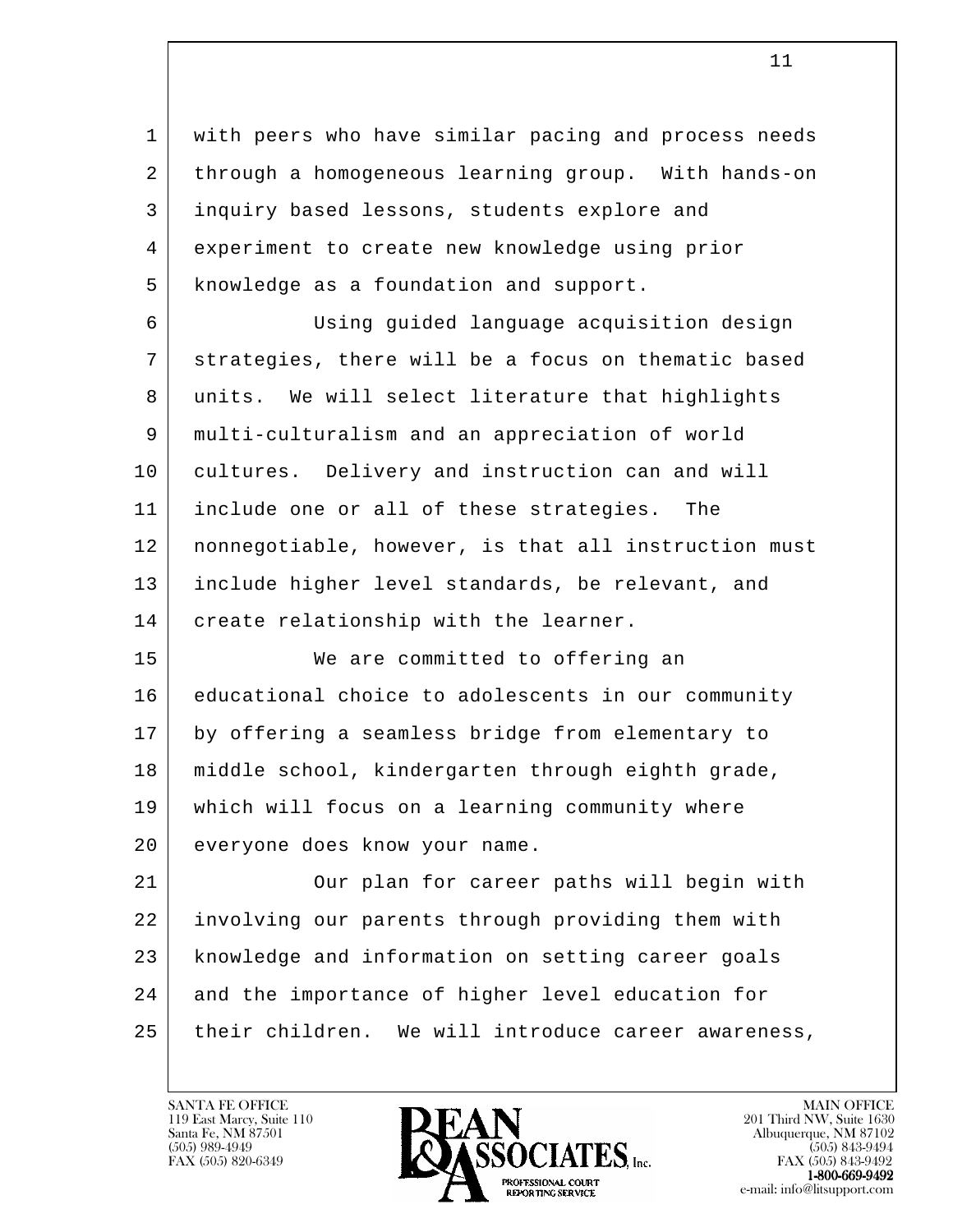with peers who have similar pacing and process needs through a homogeneous learning group. With hands-on inquiry based lessons, students explore and experiment to create new knowledge using prior knowledge as a foundation and support.

Using guided language acquisition design strategies, there will be a focus on thematic based units. We will select literature that highlights multi-culturalism and an appreciation of world cultures. Delivery and instruction can and will include one or all of these strategies. The nonnegotiable, however, is that all instruction must include higher level standards, be relevant, and create relationship with the learner.

We are committed to offering an educational choice to adolescents in our community by offering a seamless bridge from elementary to middle school, kindergarten through eighth grade, which will focus on a learning community where everyone does know your name.

Our plan for career paths will begin with involving our parents through providing them with knowledge and information on setting career goals and the importance of higher level education for their children. We will introduce career awareness,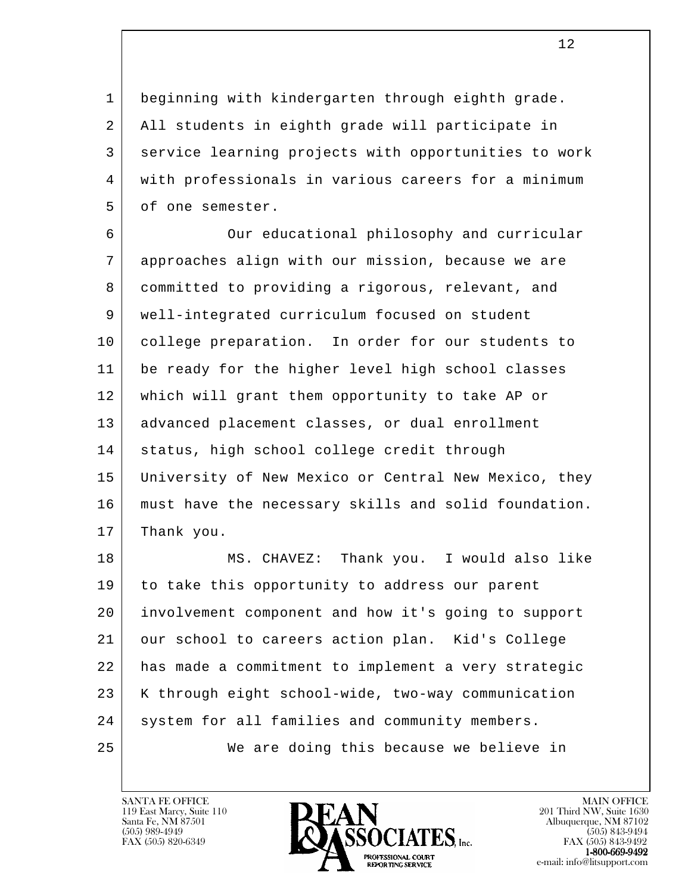beginning with kindergarten through eighth grade. All students in eighth grade will participate in service learning projects with opportunities to work with professionals in various careers for a minimum of one semester.

Our educational philosophy and curricular approaches align with our mission, because we are committed to providing a rigorous, relevant, and well-integrated curriculum focused on student college preparation. In order for our students to be ready for the higher level high school classes which will grant them opportunity to take AP or advanced placement classes, or dual enrollment status, high school college credit through University of New Mexico or Central New Mexico, they must have the necessary skills and solid foundation. Thank you.

MS. CHAVEZ: Thank you. I would also like to take this opportunity to address our parent involvement component and how it's going to support our school to careers action plan. Kid's College has made a commitment to implement a very strategic K through eight school-wide, two-way communication system for all families and community members.

We are doing this because we believe in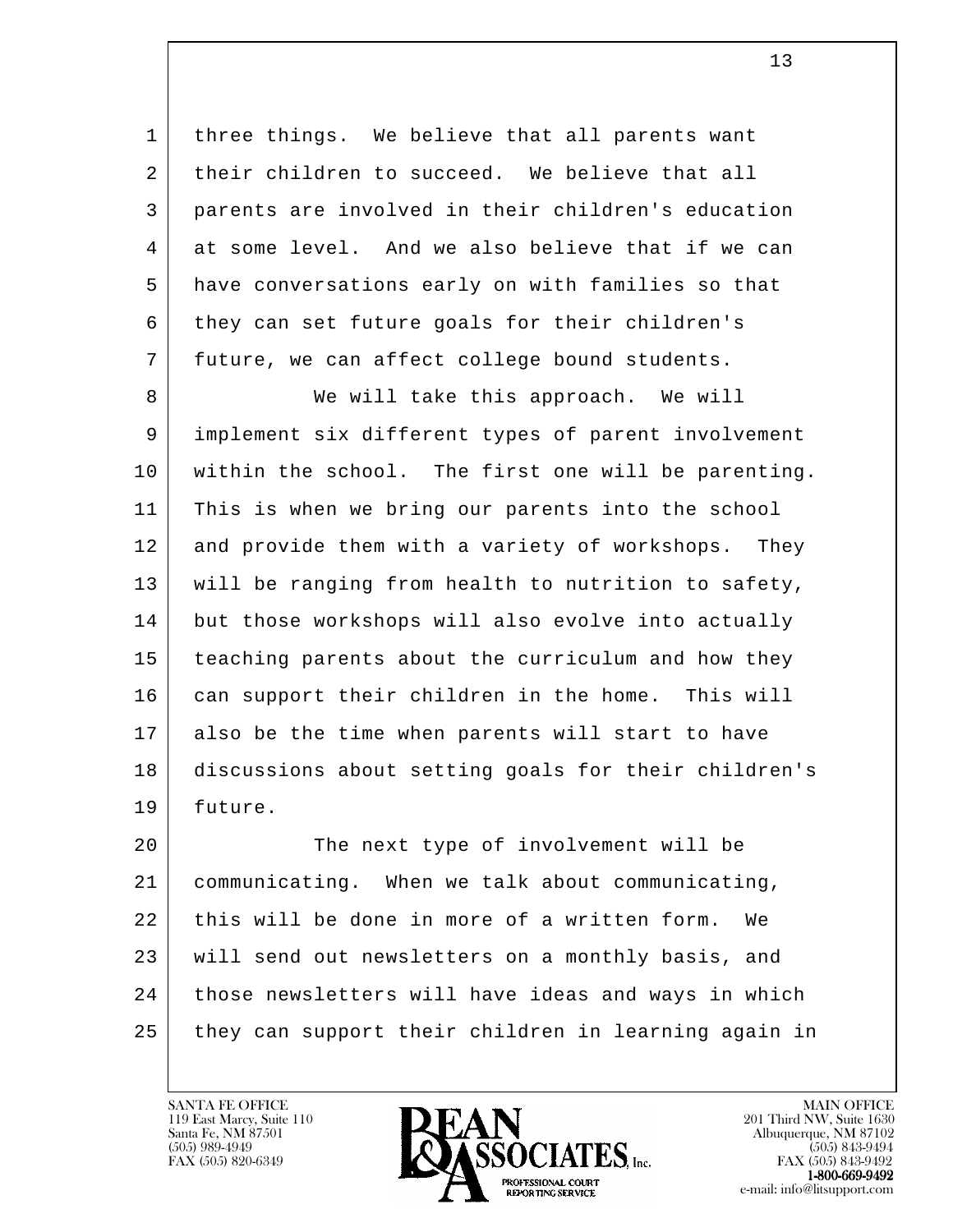three things. We believe that all parents want their children to succeed. We believe that all parents are involved in their children's education at some level. And we also believe that if we can have conversations early on with families so that they can set future goals for their children's future, we can affect college bound students.

We will take this approach. We will implement six different types of parent involvement within the school. The first one will be parenting. This is when we bring our parents into the school and provide them with a variety of workshops. They will be ranging from health to nutrition to safety, but those workshops will also evolve into actually teaching parents about the curriculum and how they can support their children in the home. This will also be the time when parents will start to have discussions about setting goals for their children's future.

The next type of involvement will be communicating. When we talk about communicating, this will be done in more of a written form. We will send out newsletters on a monthly basis, and those newsletters will have ideas and ways in which they can support their children in learning again in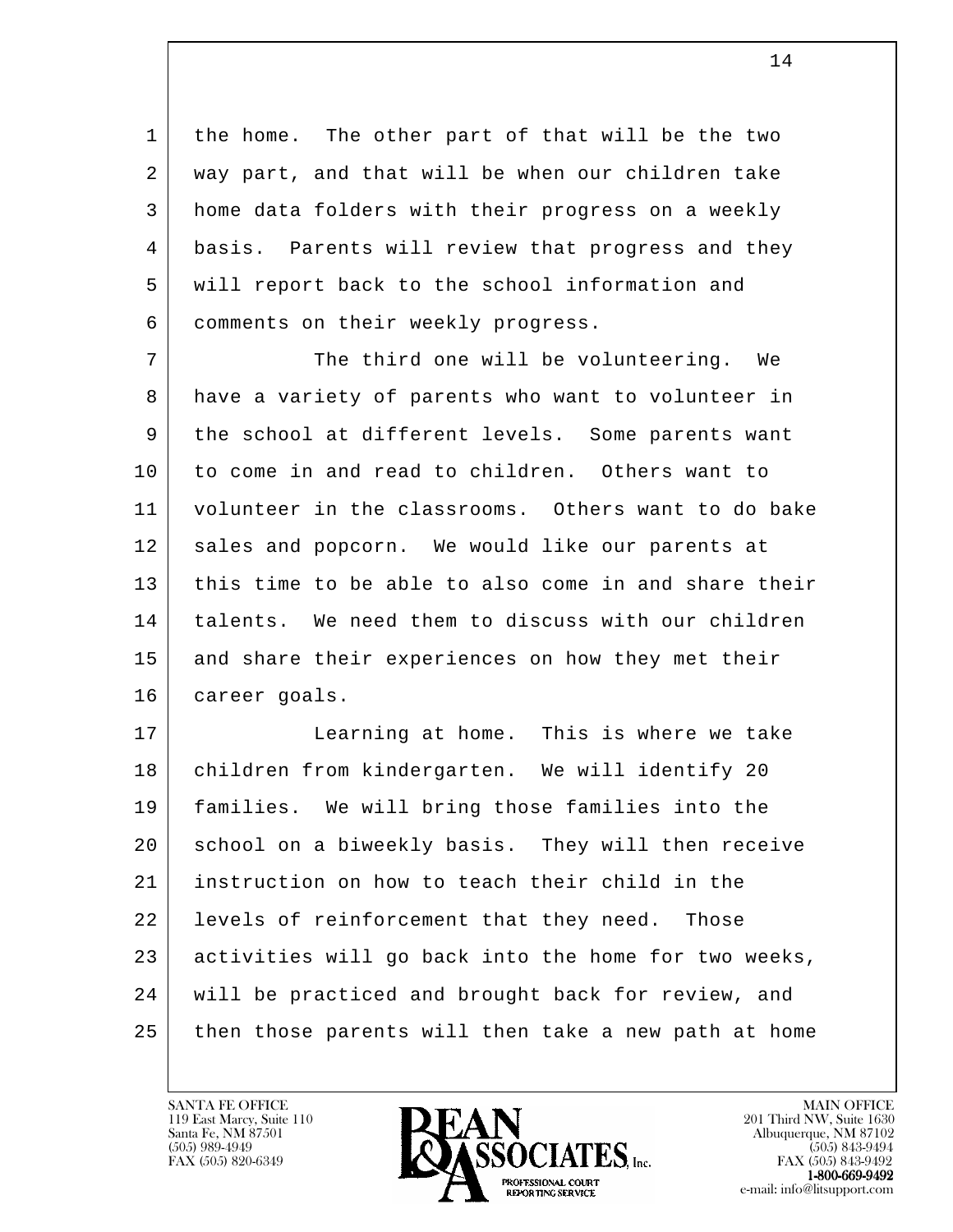the home. The other part of that will be the two way part, and that will be when our children take home data folders with their progress on a weekly basis. Parents will review that progress and they will report back to the school information and comments on their weekly progress.

The third one will be volunteering. We have a variety of parents who want to volunteer in the school at different levels. Some parents want to come in and read to children. Others want to volunteer in the classrooms. Others want to do bake sales and popcorn. We would like our parents at this time to be able to also come in and share their talents. We need them to discuss with our children and share their experiences on how they met their career goals.

Learning at home. This is where we take children from kindergarten. We will identify 20 families. We will bring those families into the school on a biweekly basis. They will then receive instruction on how to teach their child in the levels of reinforcement that they need. Those activities will go back into the home for two weeks, will be practiced and brought back for review, and then those parents will then take a new path at home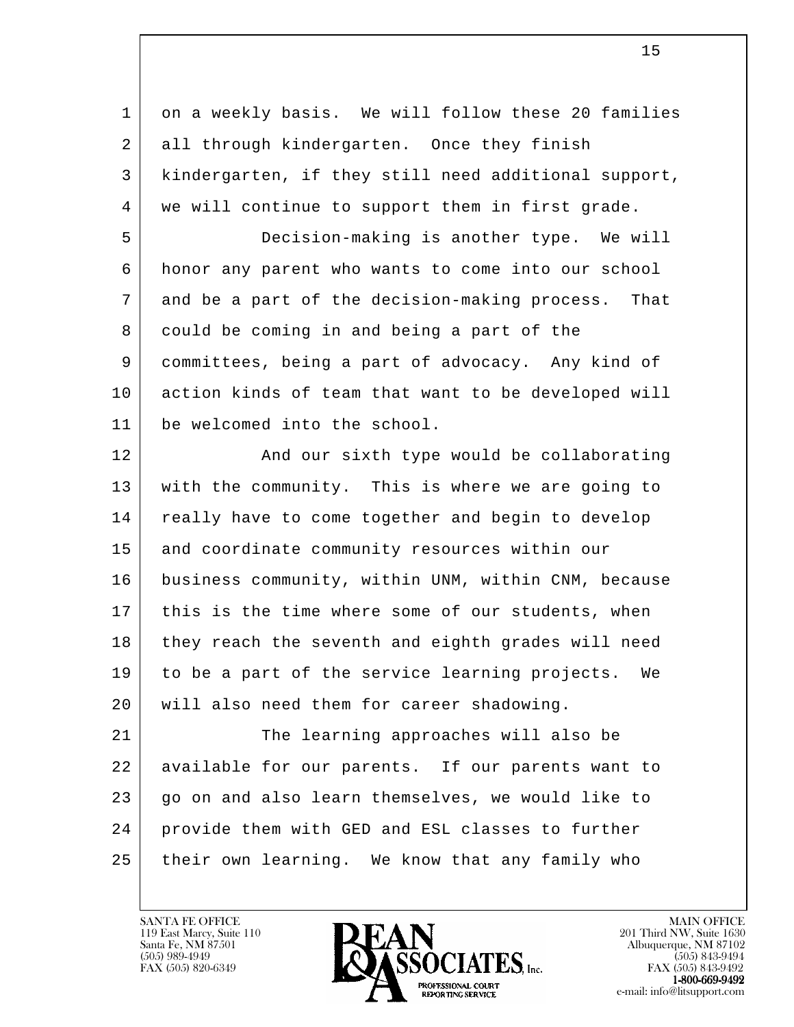on a weekly basis. We will follow these 20 families all through kindergarten. Once they finish kindergarten, if they still need additional support, we will continue to support them in first grade.

Decision-making is another type. We will honor any parent who wants to come into our school and be a part of the decision-making process. That could be coming in and being a part of the committees, being a part of advocacy. Any kind of action kinds of team that want to be developed will be welcomed into the school.

And our sixth type would be collaborating with the community. This is where we are going to really have to come together and begin to develop and coordinate community resources within our business community, within UNM, within CNM, because this is the time where some of our students, when they reach the seventh and eighth grades will need to be a part of the service learning projects. We will also need them for career shadowing.

The learning approaches will also be available for our parents. If our parents want to go on and also learn themselves, we would like to provide them with GED and ESL classes to further their own learning. We know that any family who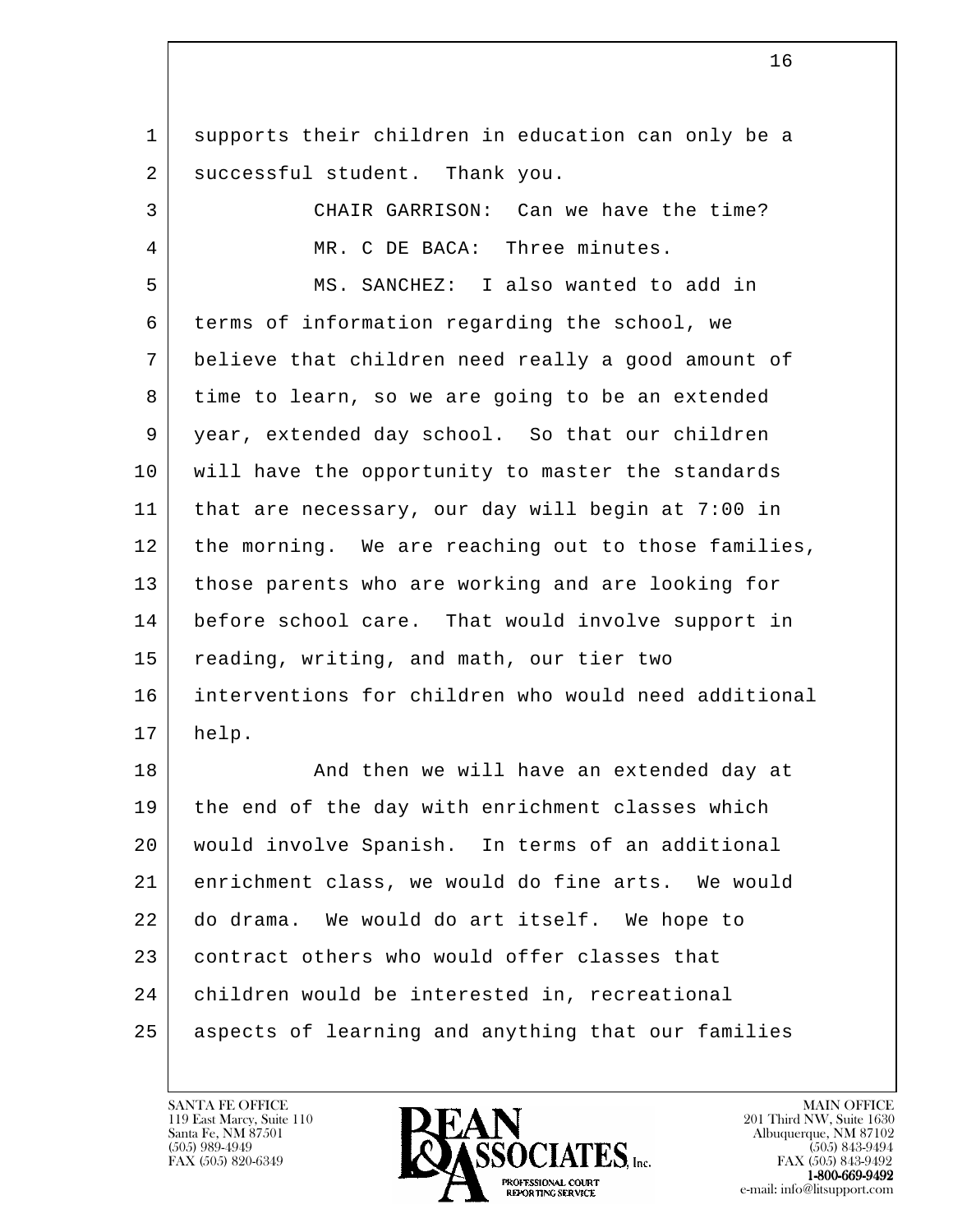supports their children in education can only be a successful student. Thank you.

CHAIR GARRISON: Can we have the time?

MR. C DE BACA: Three minutes.

MS. SANCHEZ: I also wanted to add in terms of information regarding the school, we believe that children need really a good amount of time to learn, so we are going to be an extended year, extended day school. So that our children will have the opportunity to master the standards that are necessary, our day will begin at 7:00 in the morning. We are reaching out to those families, those parents who are working and are looking for before school care. That would involve support in reading, writing, and math, our tier two interventions for children who would need additional help.

And then we will have an extended day at the end of the day with enrichment classes which would involve Spanish. In terms of an additional enrichment class, we would do fine arts. We would do drama. We would do art itself. We hope to contract others who would offer classes that children would be interested in, recreational aspects of learning and anything that our families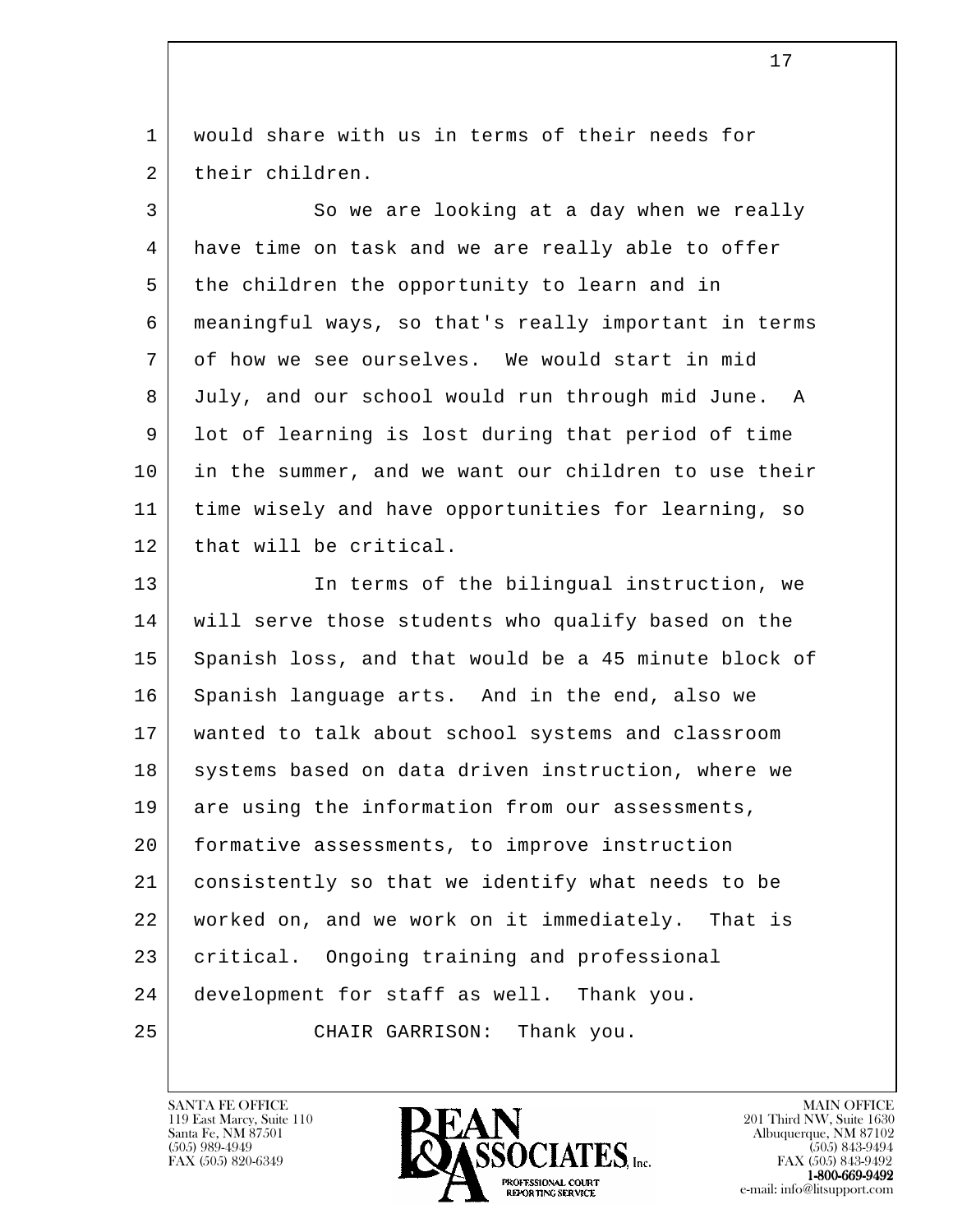would share with us in terms of their needs for their children.

So we are looking at a day when we really have time on task and we are really able to offer the children the opportunity to learn and in meaningful ways, so that's really important in terms of how we see ourselves. We would start in mid July, and our school would run through mid June. A lot of learning is lost during that period of time in the summer, and we want our children to use their time wisely and have opportunities for learning, so that will be critical.

In terms of the bilingual instruction, we will serve those students who qualify based on the Spanish loss, and that would be a 45 minute block of Spanish language arts. And in the end, also we wanted to talk about school systems and classroom systems based on data driven instruction, where we are using the information from our assessments, formative assessments, to improve instruction consistently so that we identify what needs to be worked on, and we work on it immediately. That is critical. Ongoing training and professional development for staff as well. Thank you.

CHAIR GARRISON: Thank you.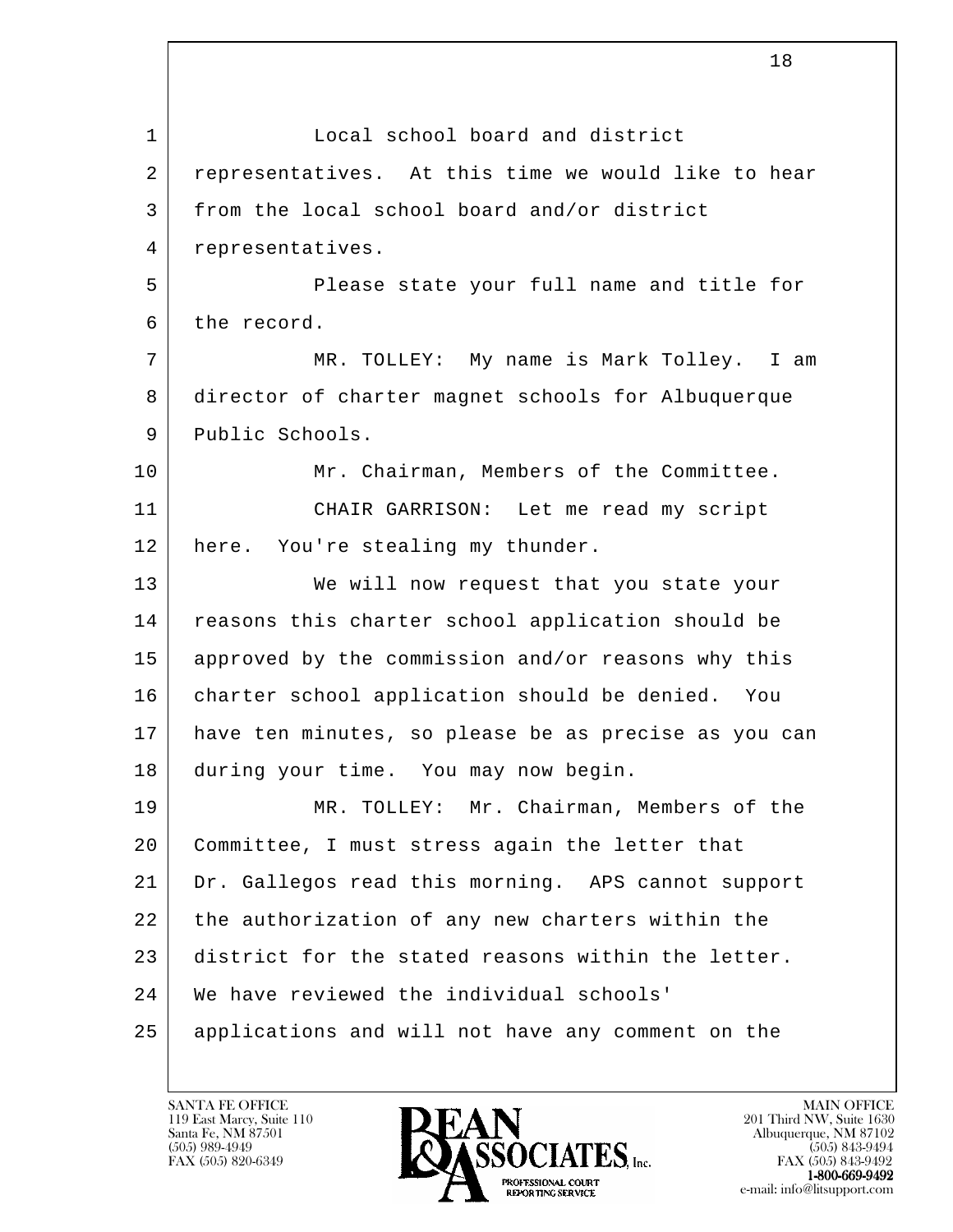Local school board and district representatives. At this time we would like to hear from the local school board and/or district representatives.

Please state your full name and title for the record.

MR. TOLLEY: My name is Mark Tolley. I am director of charter magnet schools for Albuquerque Public Schools.

Mr. Chairman, Members of the Committee.

CHAIR GARRISON: Let me read my script here. You're stealing my thunder.

We will now request that you state your reasons this charter school application should be approved by the commission and/or reasons why this charter school application should be denied. You have ten minutes, so please be as precise as you can during your time. You may now begin.

MR. TOLLEY: Mr. Chairman, Members of the Committee, I must stress again the letter that Dr. Gallegos read this morning. APS cannot support the authorization of any new charters within the district for the stated reasons within the letter. We have reviewed the individual schools' applications and will not have any comment on the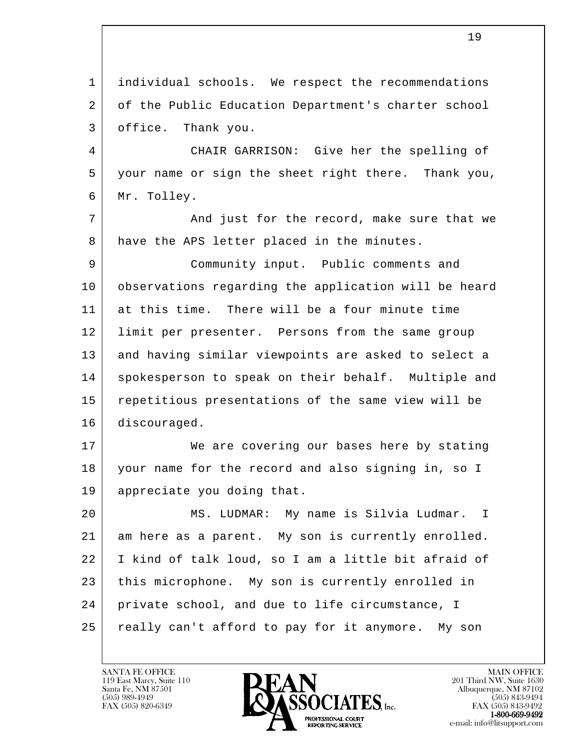individual schools. We respect the recommendations of the Public Education Department's charter school office. Thank you.

CHAIR GARRISON: Give her the spelling of your name or sign the sheet right there. Thank you, Mr. Tolley.

And just for the record, make sure that we have the APS letter placed in the minutes.

Community input. Public comments and observations regarding the application will be heard at this time. There will be a four minute time limit per presenter. Persons from the same group and having similar viewpoints are asked to select a spokesperson to speak on their behalf. Multiple and repetitious presentations of the same view will be discouraged.

We are covering our bases here by stating your name for the record and also signing in, so I appreciate you doing that.

MS. LUDMAR: My name is Silvia Ludmar. I am here as a parent. My son is currently enrolled. I kind of talk loud, so I am a little bit afraid of this microphone. My son is currently enrolled in private school, and due to life circumstance, I really can't afford to pay for it anymore. My son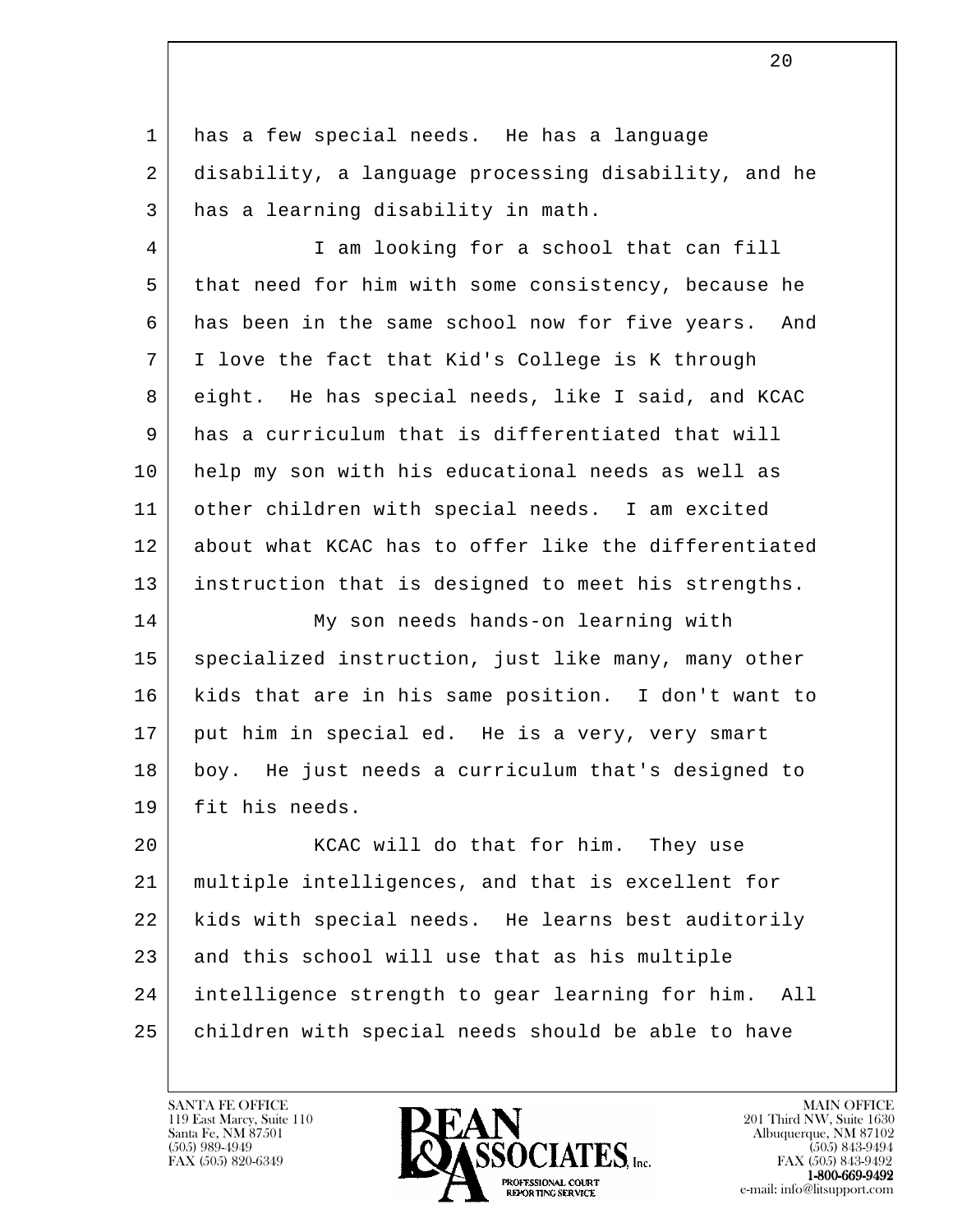has a few special needs. He has a language disability, a language processing disability, and he has a learning disability in math.

I am looking for a school that can fill that need for him with some consistency, because he has been in the same school now for five years. And I love the fact that Kid's College is K through eight. He has special needs, like I said, and KCAC has a curriculum that is differentiated that will help my son with his educational needs as well as other children with special needs. I am excited about what KCAC has to offer like the differentiated instruction that is designed to meet his strengths.

My son needs hands-on learning with specialized instruction, just like many, many other kids that are in his same position. I don't want to put him in special ed. He is a very, very smart boy. He just needs a curriculum that's designed to fit his needs.

KCAC will do that for him. They use multiple intelligences, and that is excellent for kids with special needs. He learns best auditorily and this school will use that as his multiple intelligence strength to gear learning for him. All children with special needs should be able to have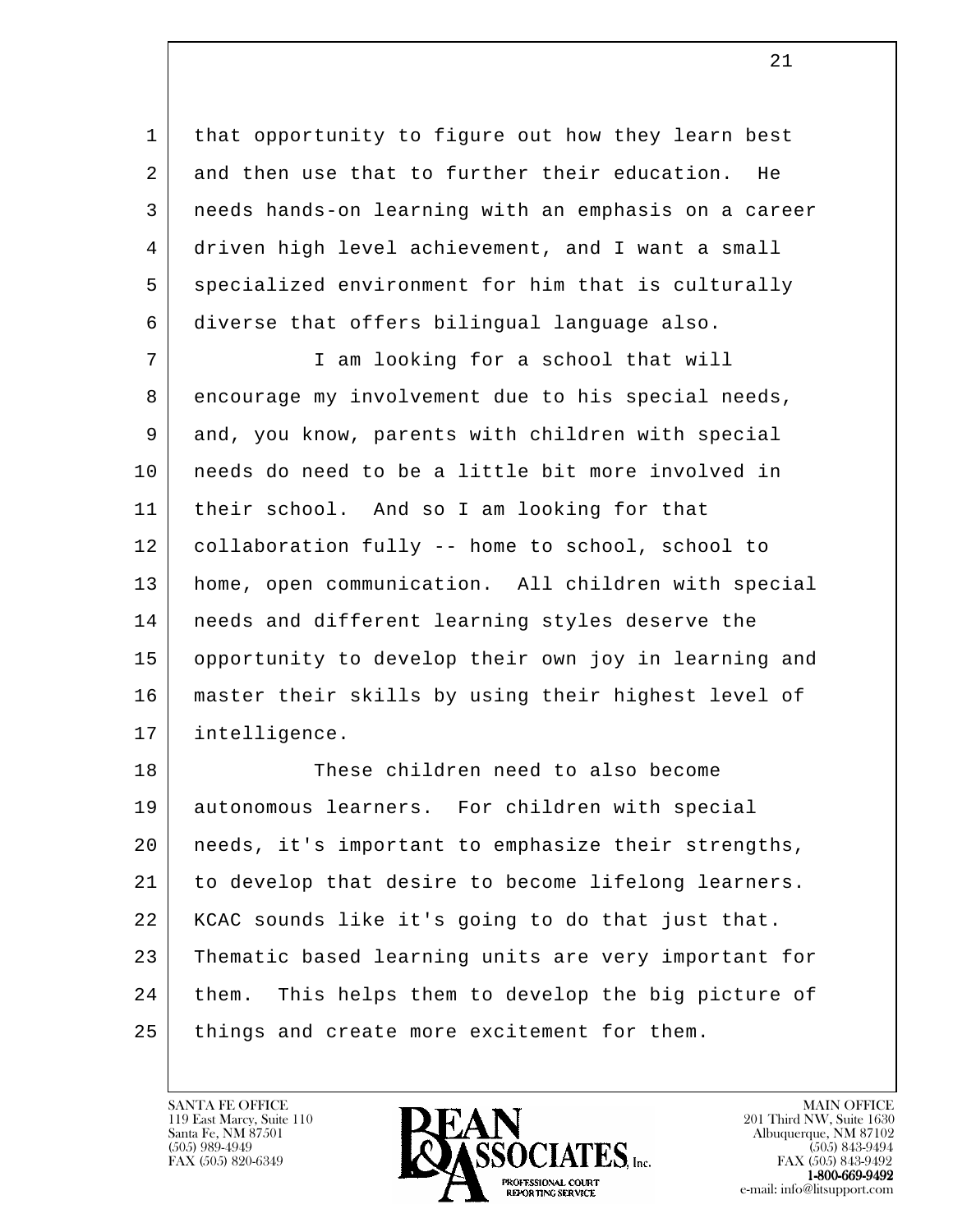that opportunity to figure out how they learn best and then use that to further their education. He needs hands-on learning with an emphasis on a career driven high level achievement, and I want a small specialized environment for him that is culturally diverse that offers bilingual language also.

I am looking for a school that will encourage my involvement due to his special needs, and, you know, parents with children with special needs do need to be a little bit more involved in their school. And so I am looking for that collaboration fully -- home to school, school to home, open communication. All children with special needs and different learning styles deserve the opportunity to develop their own joy in learning and master their skills by using their highest level of intelligence.

These children need to also become autonomous learners. For children with special needs, it's important to emphasize their strengths, to develop that desire to become lifelong learners. KCAC sounds like it's going to do that just that. Thematic based learning units are very important for them. This helps them to develop the big picture of things and create more excitement for them.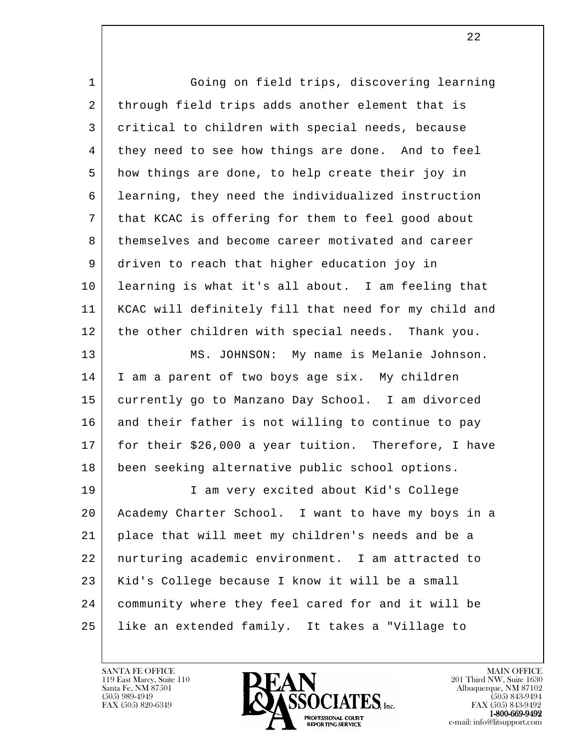Going on field trips, discovering learning through field trips adds another element that is critical to children with special needs, because they need to see how things are done. And to feel how things are done, to help create their joy in learning, they need the individualized instruction that KCAC is offering for them to feel good about themselves and become career motivated and career driven to reach that higher education joy in learning is what it's all about. I am feeling that KCAC will definitely fill that need for my child and the other children with special needs. Thank you.

MS. JOHNSON: My name is Melanie Johnson. I am a parent of two boys age six. My children currently go to Manzano Day School. I am divorced and their father is not willing to continue to pay for their $26,000 a year tuition. Therefore, I have been seeking alternative public school options.

I am very excited about Kid's College Academy Charter School. I want to have my boys in a place that will meet my children's needs and be a nurturing academic environment. I am attracted to Kid's College because I know it will be a small community where they feel cared for and it will be like an extended family. It takes a "Village to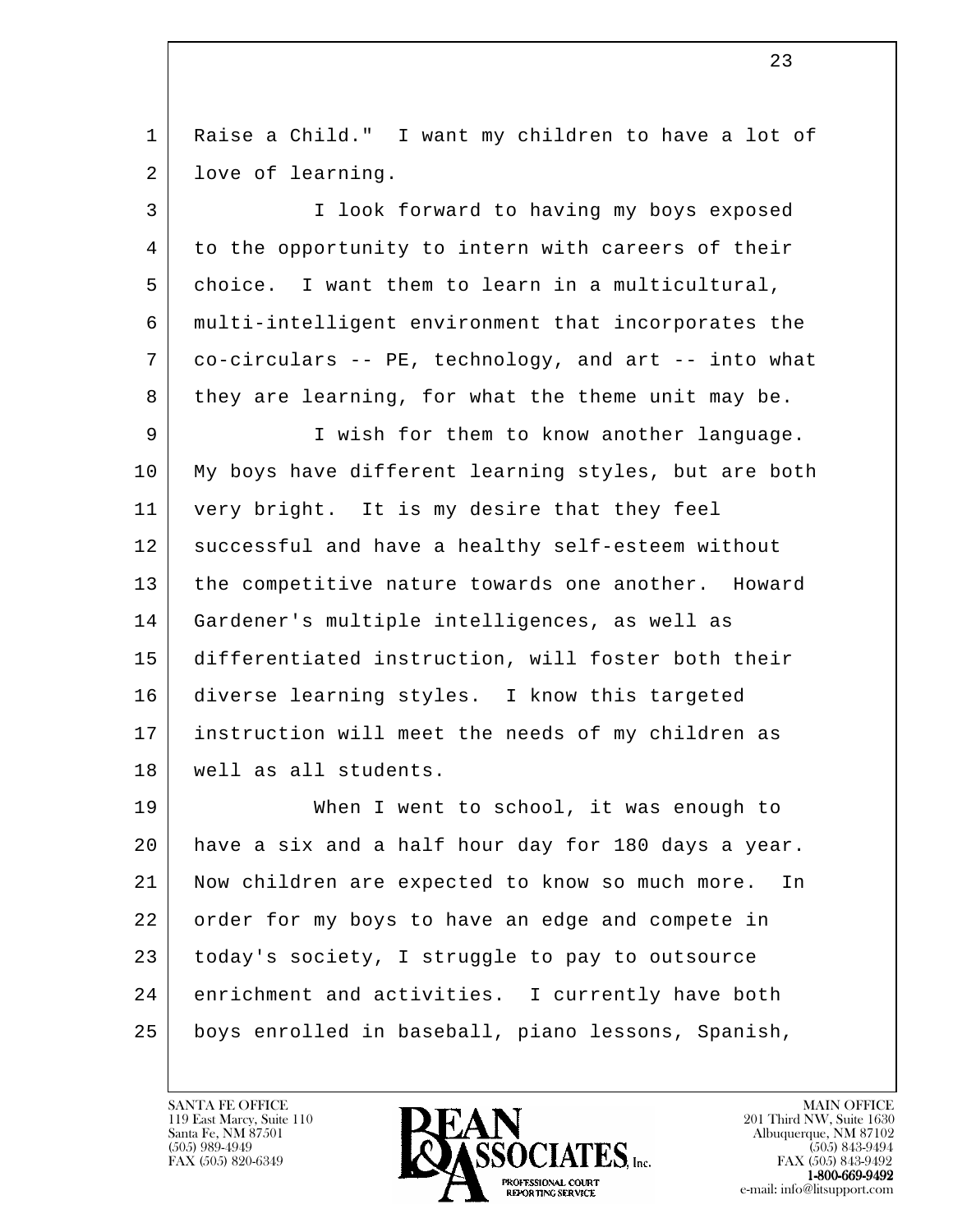Raise a Child." I want my children to have a lot of love of learning.

I look forward to having my boys exposed to the opportunity to intern with careers of their choice. I want them to learn in a multicultural, multi-intelligent environment that incorporates the co-circulars -- PE, technology, and art -- into what they are learning, for what the theme unit may be.

I wish for them to know another language. My boys have different learning styles, but are both very bright. It is my desire that they feel successful and have a healthy self-esteem without the competitive nature towards one another. Howard Gardener's multiple intelligences, as well as differentiated instruction, will foster both their diverse learning styles. I know this targeted instruction will meet the needs of my children as well as all students.

When I went to school, it was enough to have a six and a half hour day for 180 days a year. Now children are expected to know so much more. In order for my boys to have an edge and compete in today's society, I struggle to pay to outsource enrichment and activities. I currently have both boys enrolled in baseball, piano lessons, Spanish,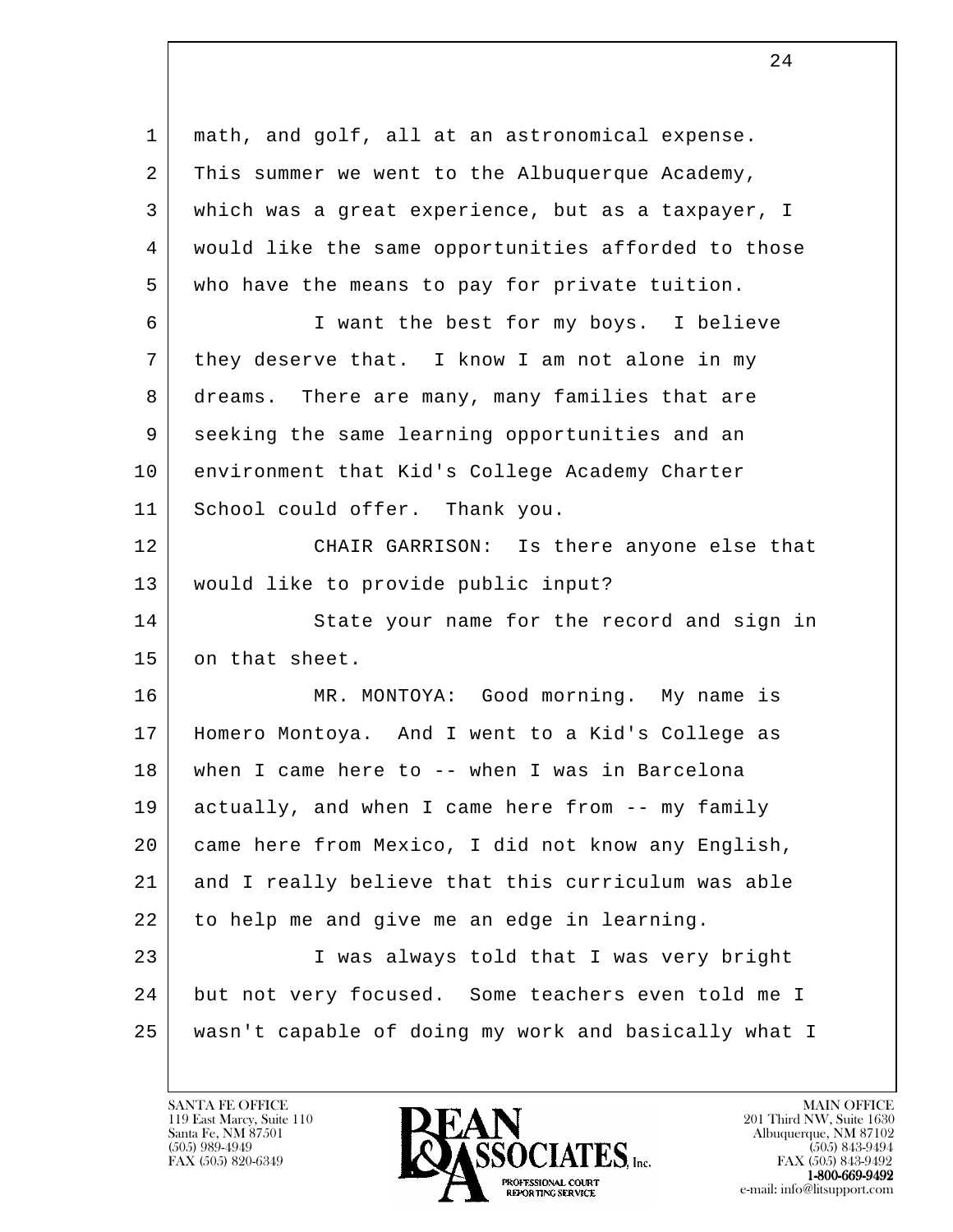math, and golf, all at an astronomical expense. This summer we went to the Albuquerque Academy, which was a great experience, but as a taxpayer, I would like the same opportunities afforded to those who have the means to pay for private tuition.

I want the best for my boys. I believe they deserve that. I know I am not alone in my dreams. There are many, many families that are seeking the same learning opportunities and an environment that Kid's College Academy Charter School could offer. Thank you.

CHAIR GARRISON: Is there anyone else that would like to provide public input?

State your name for the record and sign in on that sheet.

MR. MONTOYA: Good morning. My name is Homero Montoya. And I went to a Kid's College as when I came here to -- when I was in Barcelona actually, and when I came here from -- my family came here from Mexico, I did not know any English, and I really believe that this curriculum was able to help me and give me an edge in learning.

I was always told that I was very bright but not very focused. Some teachers even told me I wasn't capable of doing my work and basically what I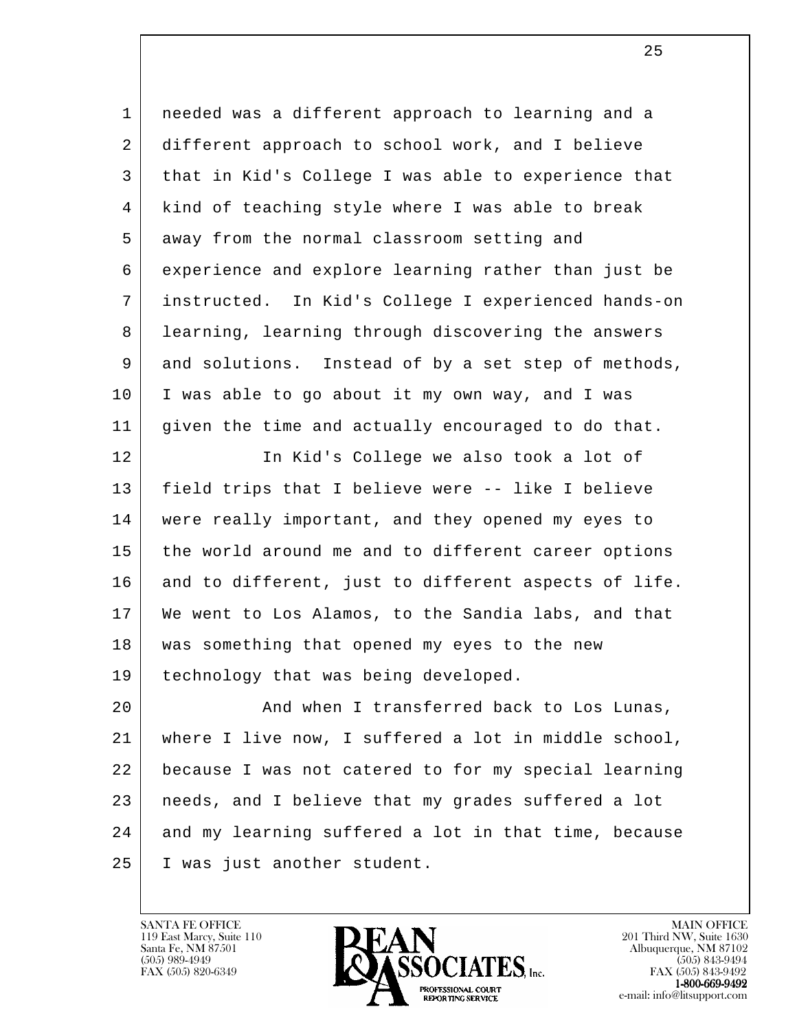needed was a different approach to learning and a different approach to school work, and I believe that in Kid's College I was able to experience that kind of teaching style where I was able to break away from the normal classroom setting and experience and explore learning rather than just be instructed. In Kid's College I experienced hands-on learning, learning through discovering the answers and solutions. Instead of by a set step of methods, I was able to go about it my own way, and I was given the time and actually encouraged to do that.

In Kid's College we also took a lot of field trips that I believe were -- like I believe were really important, and they opened my eyes to the world around me and to different career options and to different, just to different aspects of life. We went to Los Alamos, to the Sandia labs, and that was something that opened my eyes to the new technology that was being developed.

And when I transferred back to Los Lunas, where I live now, I suffered a lot in middle school, because I was not catered to for my special learning needs, and I believe that my grades suffered a lot and my learning suffered a lot in that time, because I was just another student.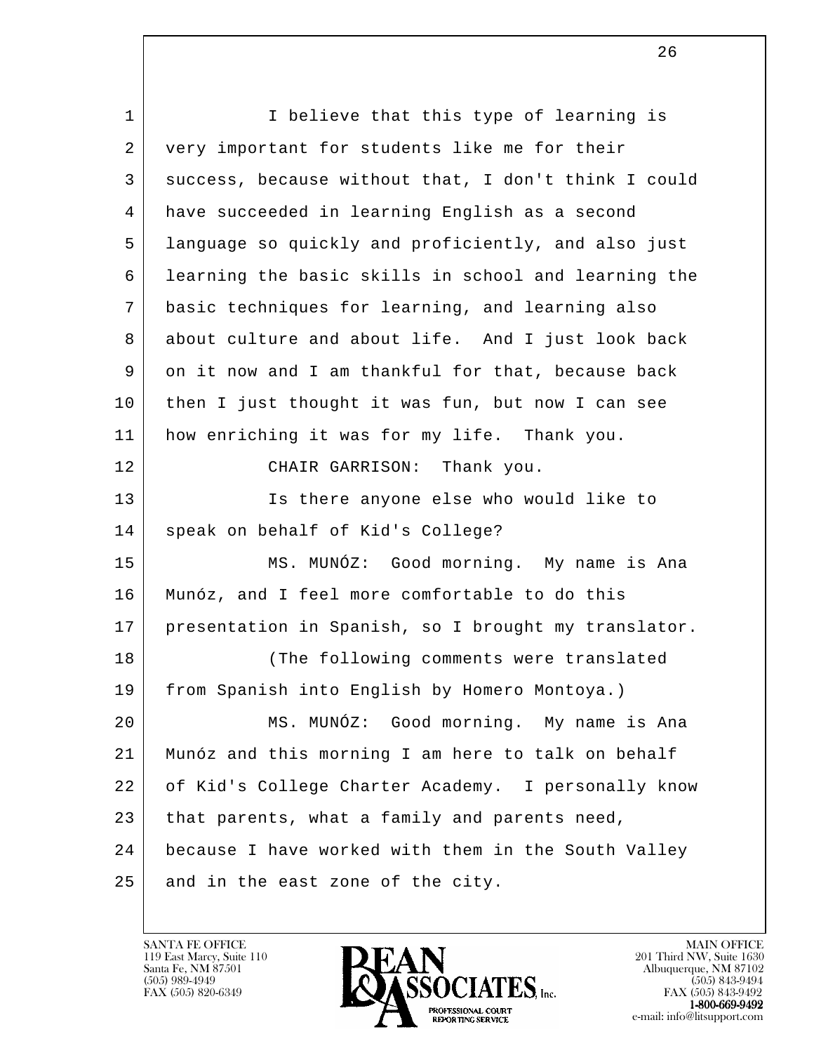I believe that this type of learning is very important for students like me for their success, because without that, I don't think I could have succeeded in learning English as a second language so quickly and proficiently, and also just learning the basic skills in school and learning the basic techniques for learning, and learning also about culture and about life. And I just look back on it now and I am thankful for that, because back then I just thought it was fun, but now I can see how enriching it was for my life. Thank you.

CHAIR GARRISON: Thank you.

Is there anyone else who would like to speak on behalf of Kid's College?

MS. MUNÓZ: Good morning. My name is Ana Munóz, and I feel more comfortable to do this presentation in Spanish, so I brought my translator.

(The following comments were translated from Spanish into English by Homero Montoya.)

MS. MUNÓZ: Good morning. My name is Ana Munóz and this morning I am here to talk on behalf of Kid's College Charter Academy. I personally know that parents, what a family and parents need, because I have worked with them in the South Valley and in the east zone of the city.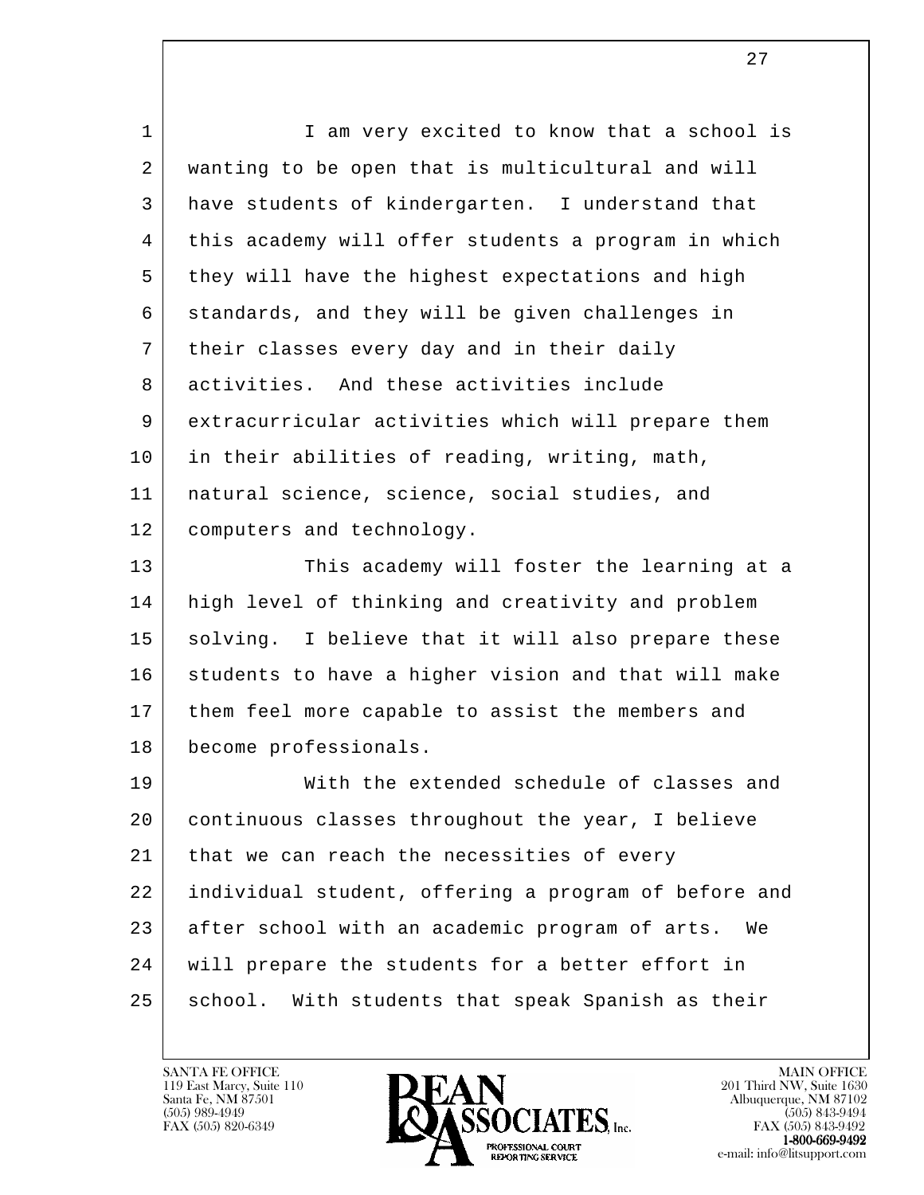I am very excited to know that a school is wanting to be open that is multicultural and will have students of kindergarten. I understand that this academy will offer students a program in which they will have the highest expectations and high standards, and they will be given challenges in their classes every day and in their daily activities. And these activities include extracurricular activities which will prepare them in their abilities of reading, writing, math, natural science, science, social studies, and computers and technology.

This academy will foster the learning at a high level of thinking and creativity and problem solving. I believe that it will also prepare these students to have a higher vision and that will make them feel more capable to assist the members and become professionals.

With the extended schedule of classes and continuous classes throughout the year, I believe that we can reach the necessities of every individual student, offering a program of before and after school with an academic program of arts. We will prepare the students for a better effort in school. With students that speak Spanish as their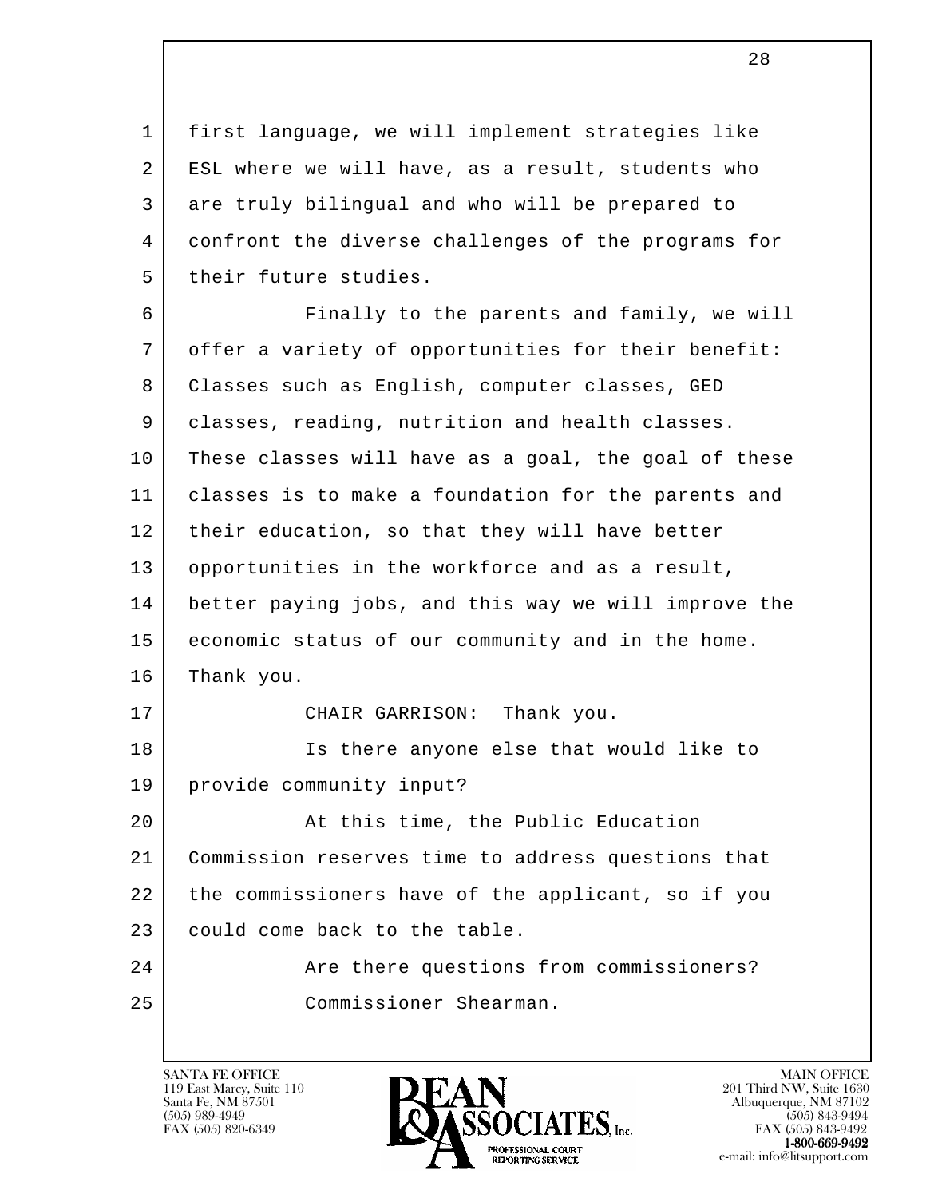first language, we will implement strategies like ESL where we will have, as a result, students who are truly bilingual and who will be prepared to confront the diverse challenges of the programs for their future studies.

Finally to the parents and family, we will offer a variety of opportunities for their benefit: Classes such as English, computer classes, GED classes, reading, nutrition and health classes. These classes will have as a goal, the goal of these classes is to make a foundation for the parents and their education, so that they will have better opportunities in the workforce and as a result, better paying jobs, and this way we will improve the economic status of our community and in the home. Thank you.

CHAIR GARRISON: Thank you.

Is there anyone else that would like to provide community input?

At this time, the Public Education Commission reserves time to address questions that the commissioners have of the applicant, so if you could come back to the table.

Are there questions from commissioners?

Commissioner Shearman.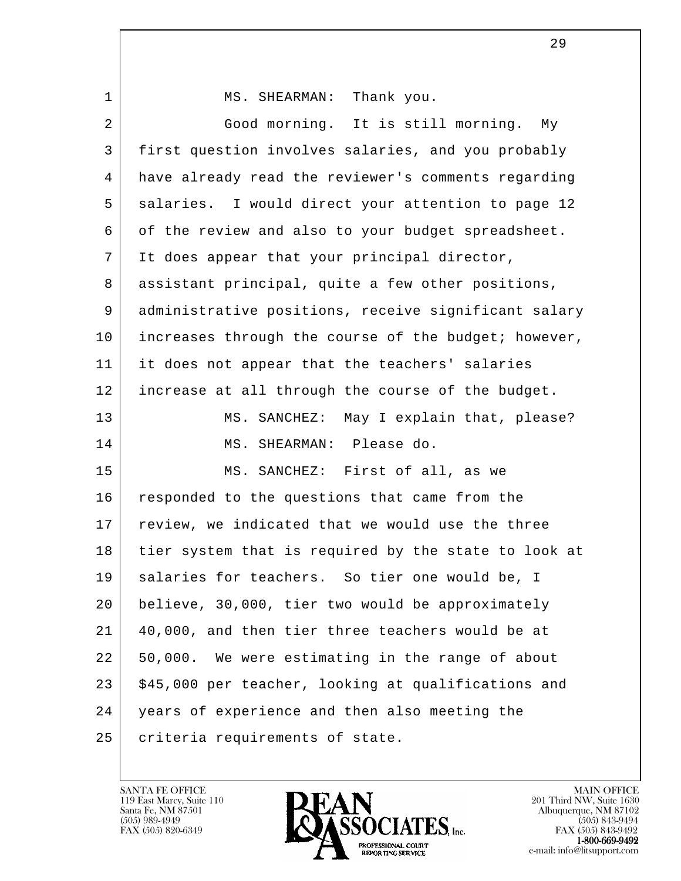MS. SHEARMAN: Thank you.

Good morning. It is still morning. My first question involves salaries, and you probably have already read the reviewer's comments regarding salaries. I would direct your attention to page 12 of the review and also to your budget spreadsheet. It does appear that your principal director, assistant principal, quite a few other positions, administrative positions, receive significant salary increases through the course of the budget; however, it does not appear that the teachers' salaries increase at all through the course of the budget.

MS. SANCHEZ: May I explain that, please?

MS. SHEARMAN: Please do.

MS. SANCHEZ: First of all, as we responded to the questions that came from the review, we indicated that we would use the three tier system that is required by the state to look at salaries for teachers. So tier one would be, I believe, 30,000, tier two would be approximately 40,000, and then tier three teachers would be at 50,000. We were estimating in the range of about $45,000 per teacher, looking at qualifications and years of experience and then also meeting the criteria requirements of state.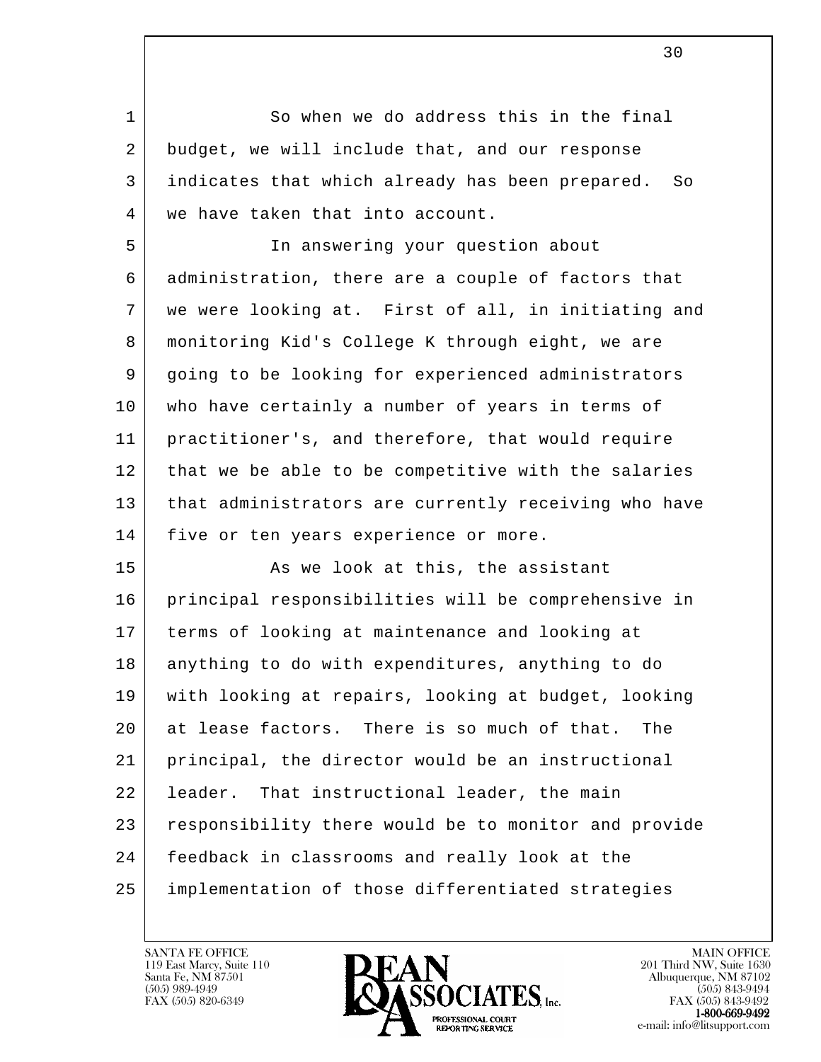So when we do address this in the final budget, we will include that, and our response indicates that which already has been prepared. So we have taken that into account.

In answering your question about administration, there are a couple of factors that we were looking at. First of all, in initiating and monitoring Kid's College K through eight, we are going to be looking for experienced administrators who have certainly a number of years in terms of practitioner's, and therefore, that would require that we be able to be competitive with the salaries that administrators are currently receiving who have five or ten years experience or more.

As we look at this, the assistant principal responsibilities will be comprehensive in terms of looking at maintenance and looking at anything to do with expenditures, anything to do with looking at repairs, looking at budget, looking at lease factors. There is so much of that. The principal, the director would be an instructional leader. That instructional leader, the main responsibility there would be to monitor and provide feedback in classrooms and really look at the implementation of those differentiated strategies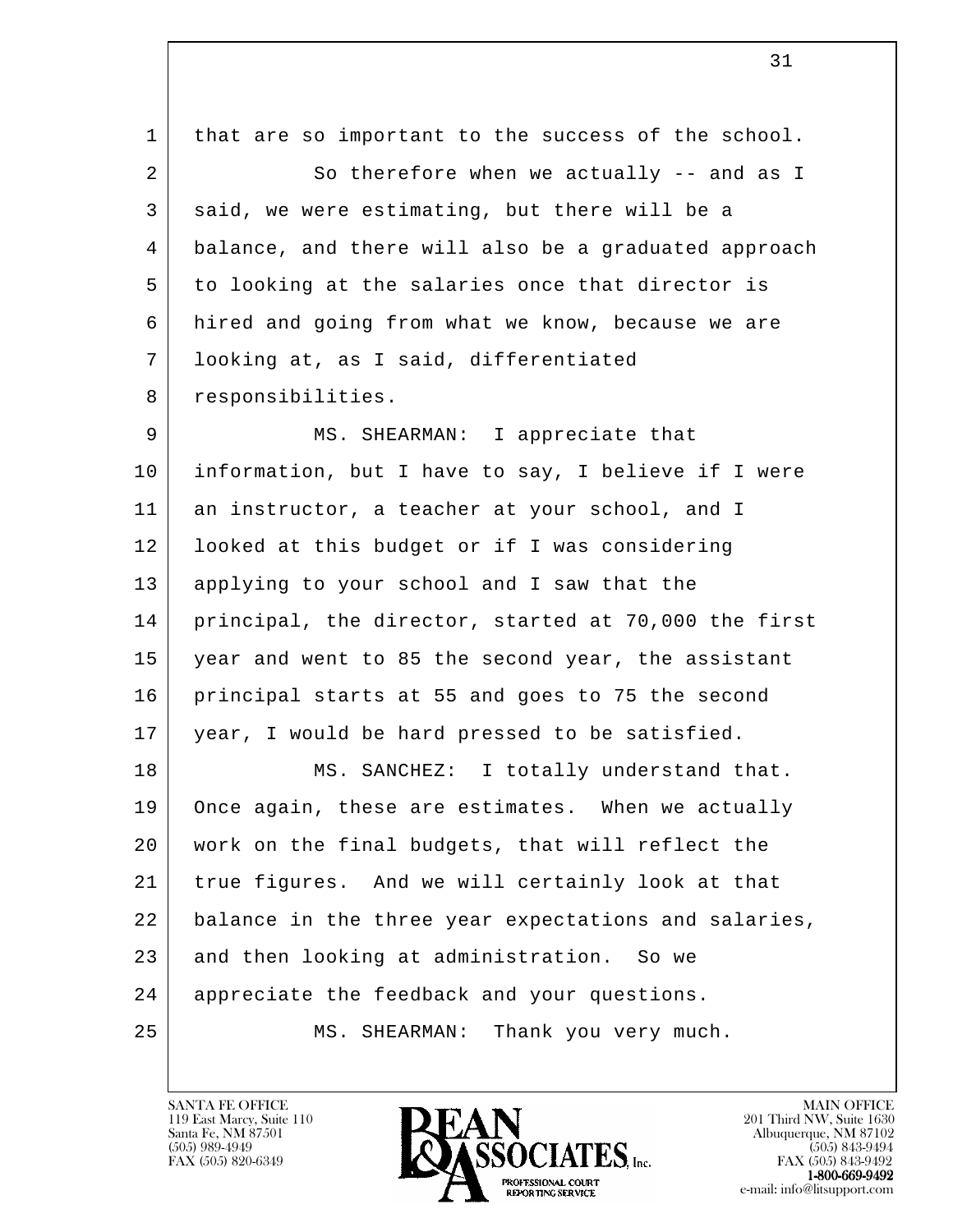that are so important to the success of the school.

So therefore when we actually -- and as I said, we were estimating, but there will be a balance, and there will also be a graduated approach to looking at the salaries once that director is hired and going from what we know, because we are looking at, as I said, differentiated responsibilities.

MS. SHEARMAN: I appreciate that information, but I have to say, I believe if I were an instructor, a teacher at your school, and I looked at this budget or if I was considering applying to your school and I saw that the principal, the director, started at 70,000 the first year and went to 85 the second year, the assistant principal starts at 55 and goes to 75 the second year, I would be hard pressed to be satisfied.

MS. SANCHEZ: I totally understand that. Once again, these are estimates. When we actually work on the final budgets, that will reflect the true figures. And we will certainly look at that balance in the three year expectations and salaries, and then looking at administration. So we appreciate the feedback and your questions.

MS. SHEARMAN: Thank you very much.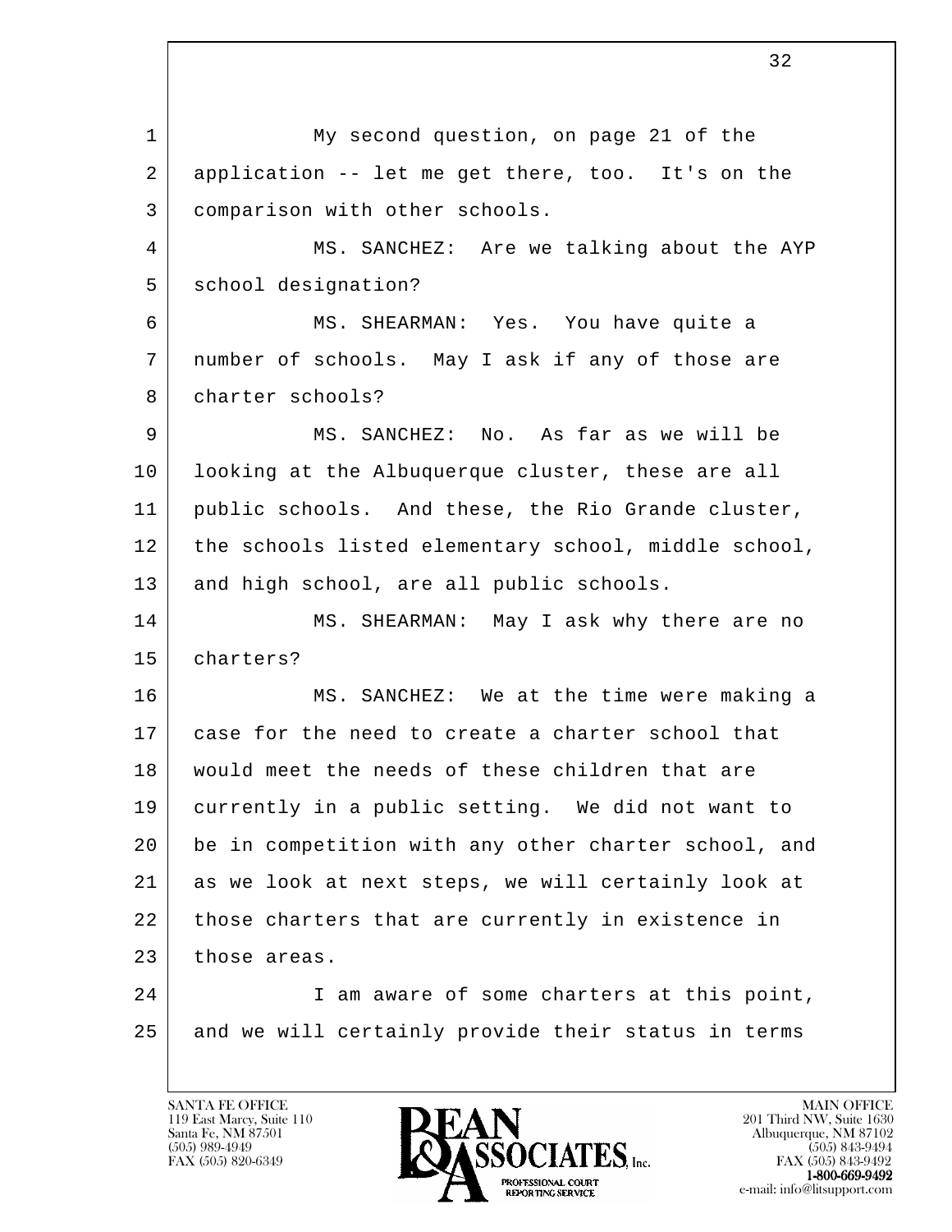My second question, on page 21 of the application -- let me get there, too. It's on the comparison with other schools.

MS. SANCHEZ: Are we talking about the AYP school designation?

MS. SHEARMAN: Yes. You have quite a number of schools. May I ask if any of those are charter schools?

MS. SANCHEZ: No. As far as we will be looking at the Albuquerque cluster, these are all public schools. And these, the Rio Grande cluster, the schools listed elementary school, middle school, and high school, are all public schools.

MS. SHEARMAN: May I ask why there are no charters?

MS. SANCHEZ: We at the time were making a case for the need to create a charter school that would meet the needs of these children that are currently in a public setting. We did not want to be in competition with any other charter school, and as we look at next steps, we will certainly look at those charters that are currently in existence in those areas.

I am aware of some charters at this point, and we will certainly provide their status in terms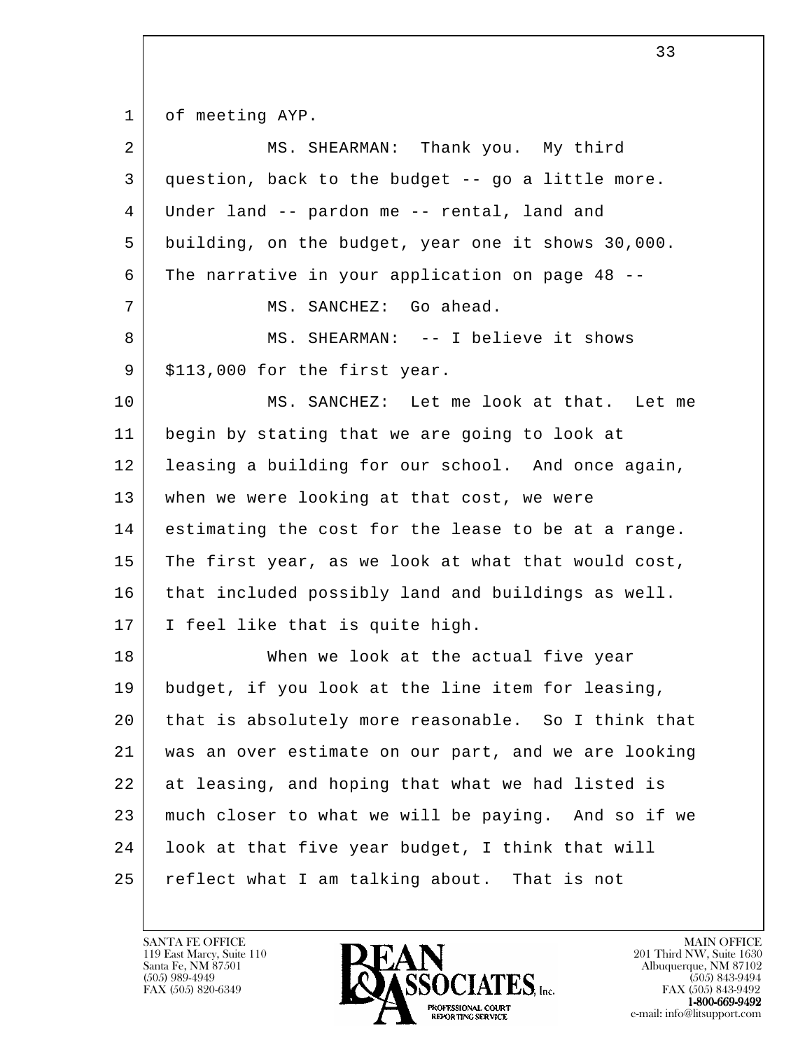of meeting AYP.

MS. SHEARMAN: Thank you. My third question, back to the budget -- go a little more. Under land -- pardon me -- rental, land and building, on the budget, year one it shows 30,000. The narrative in your application on page 48 --

MS. SANCHEZ: Go ahead.

MS. SHEARMAN: -- I believe it shows $113,000 for the first year.

MS. SANCHEZ: Let me look at that. Let me begin by stating that we are going to look at leasing a building for our school. And once again, when we were looking at that cost, we were estimating the cost for the lease to be at a range. The first year, as we look at what that would cost, that included possibly land and buildings as well. I feel like that is quite high.

When we look at the actual five year budget, if you look at the line item for leasing, that is absolutely more reasonable. So I think that was an over estimate on our part, and we are looking at leasing, and hoping that what we had listed is much closer to what we will be paying. And so if we look at that five year budget, I think that will reflect what I am talking about. That is not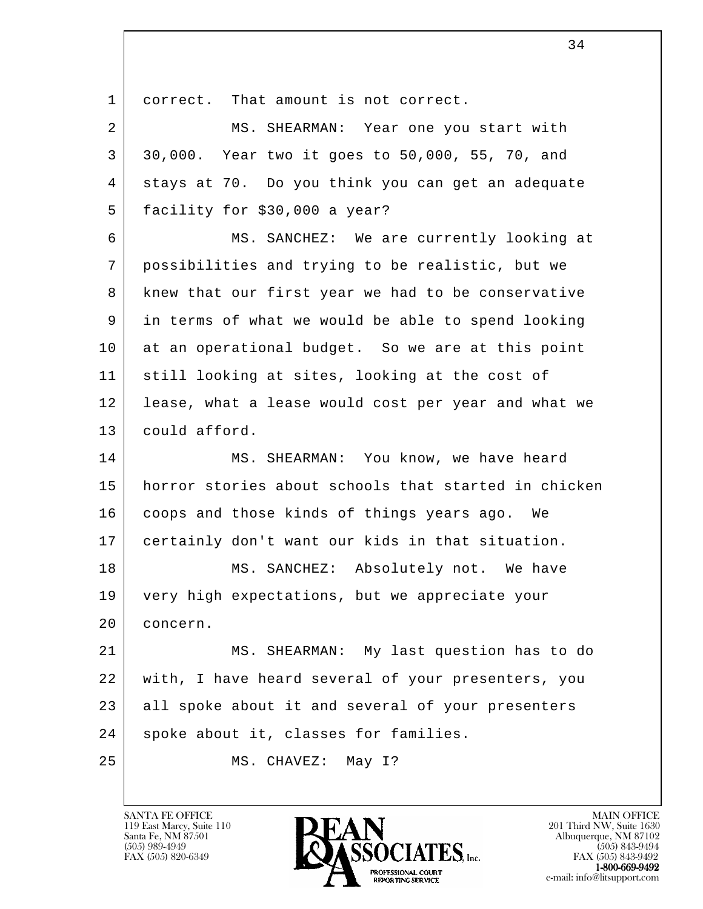correct. That amount is not correct.

MS. SHEARMAN: Year one you start with 30,000. Year two it goes to 50,000, 55, 70, and stays at 70. Do you think you can get an adequate facility for $30,000 a year?

MS. SANCHEZ: We are currently looking at possibilities and trying to be realistic, but we knew that our first year we had to be conservative in terms of what we would be able to spend looking at an operational budget. So we are at this point still looking at sites, looking at the cost of lease, what a lease would cost per year and what we could afford.

MS. SHEARMAN: You know, we have heard horror stories about schools that started in chicken coops and those kinds of things years ago. We certainly don't want our kids in that situation.

MS. SANCHEZ: Absolutely not. We have very high expectations, but we appreciate your concern.

MS. SHEARMAN: My last question has to do with, I have heard several of your presenters, you all spoke about it and several of your presenters spoke about it, classes for families.

MS. CHAVEZ: May I?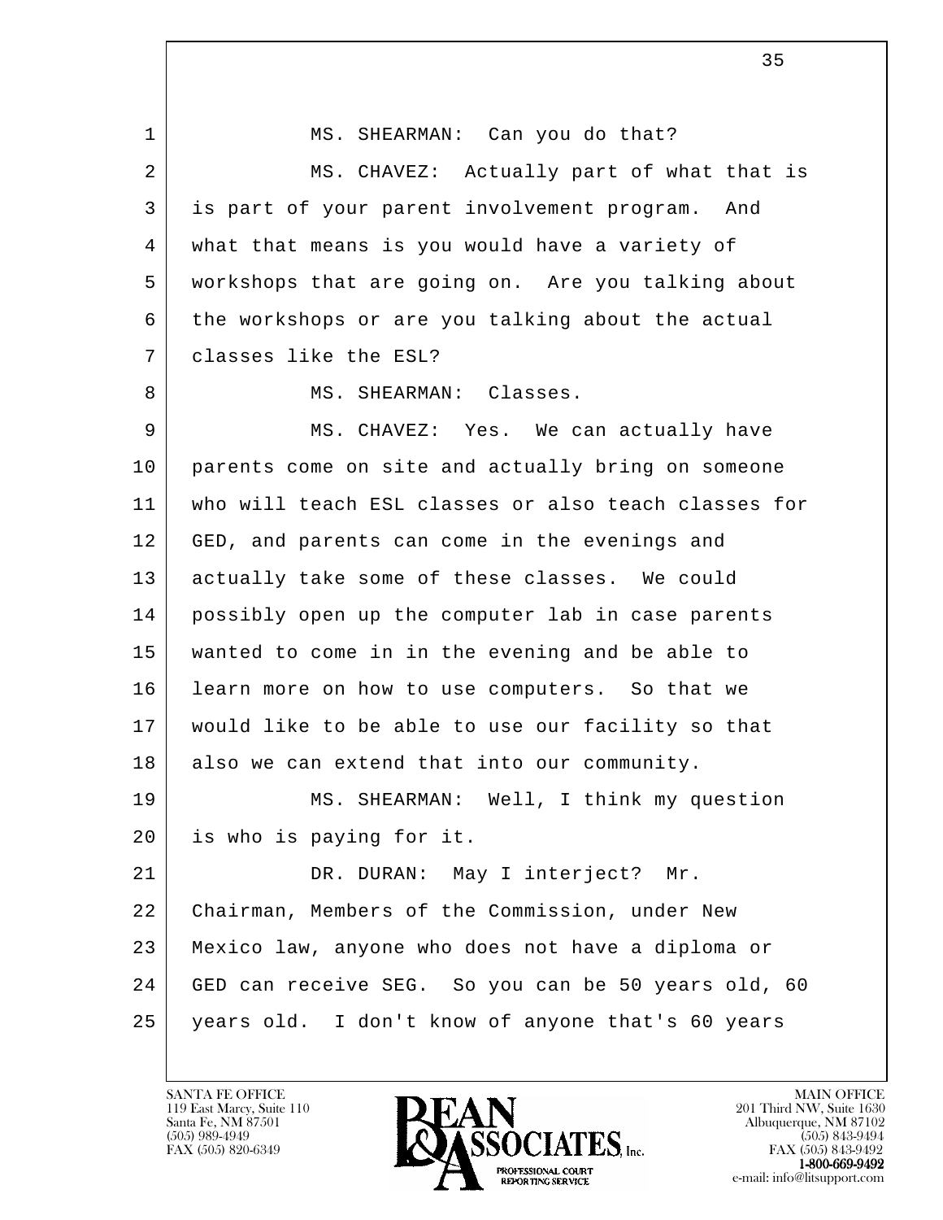MS. SHEARMAN: Can you do that?

MS. CHAVEZ: Actually part of what that is is part of your parent involvement program. And what that means is you would have a variety of workshops that are going on. Are you talking about the workshops or are you talking about the actual classes like the ESL?

MS. SHEARMAN: Classes.

MS. CHAVEZ: Yes. We can actually have parents come on site and actually bring on someone who will teach ESL classes or also teach classes for GED, and parents can come in the evenings and actually take some of these classes. We could possibly open up the computer lab in case parents wanted to come in in the evening and be able to learn more on how to use computers. So that we would like to be able to use our facility so that also we can extend that into our community.

MS. SHEARMAN: Well, I think my question is who is paying for it.

DR. DURAN: May I interject? Mr. Chairman, Members of the Commission, under New Mexico law, anyone who does not have a diploma or GED can receive SEG. So you can be 50 years old, 60 years old. I don't know of anyone that's 60 years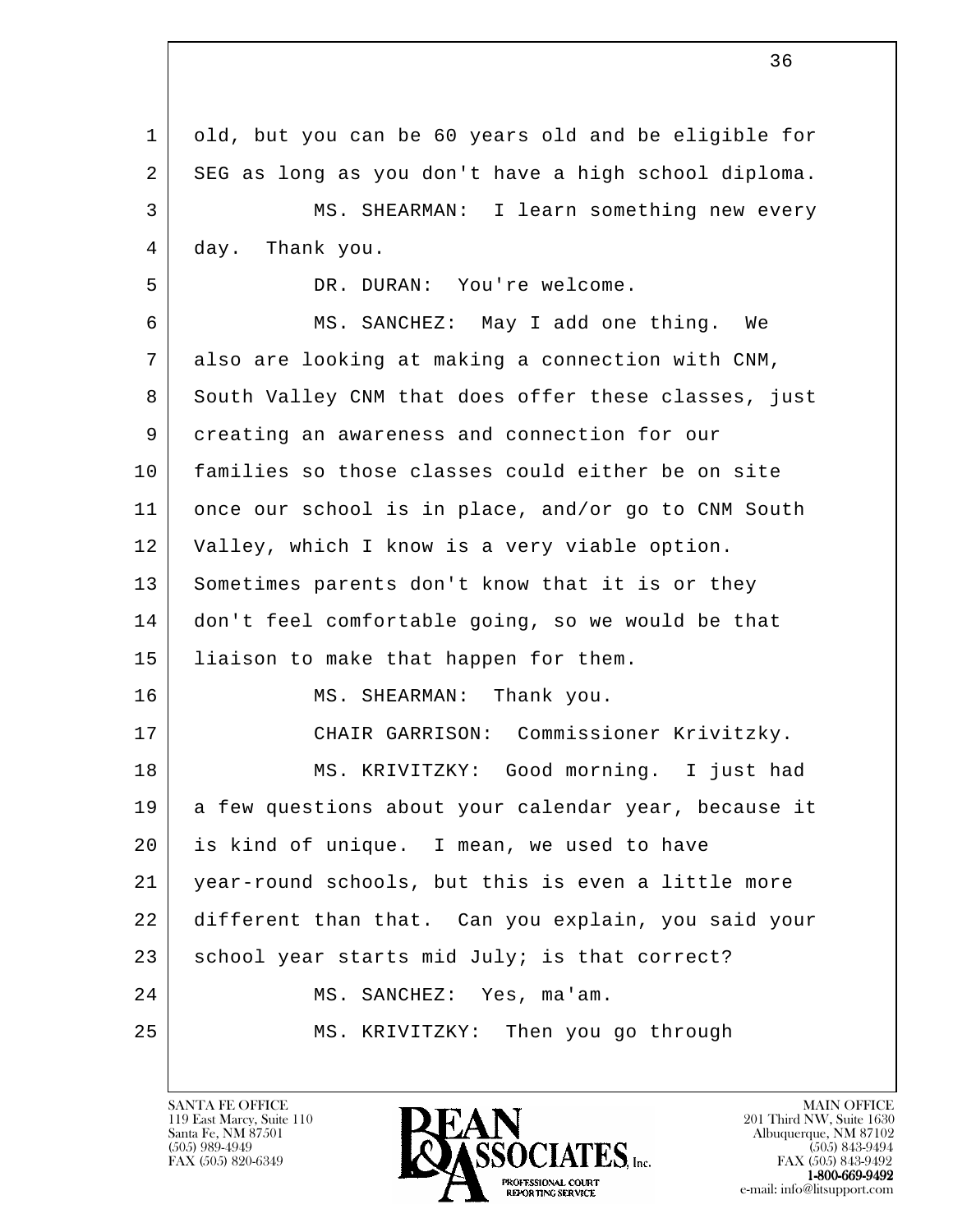old, but you can be 60 years old and be eligible for SEG as long as you don't have a high school diploma.

MS. SHEARMAN: I learn something new every day. Thank you.

DR. DURAN: You're welcome.

MS. SANCHEZ: May I add one thing. We also are looking at making a connection with CNM, South Valley CNM that does offer these classes, just creating an awareness and connection for our families so those classes could either be on site once our school is in place, and/or go to CNM South Valley, which I know is a very viable option. Sometimes parents don't know that it is or they don't feel comfortable going, so we would be that liaison to make that happen for them.

MS. SHEARMAN: Thank you.

CHAIR GARRISON: Commissioner Krivitzky.

MS. KRIVITZKY: Good morning. I just had a few questions about your calendar year, because it is kind of unique. I mean, we used to have year-round schools, but this is even a little more different than that. Can you explain, you said your school year starts mid July; is that correct?

MS. SANCHEZ: Yes, ma'am.

MS. KRIVITZKY: Then you go through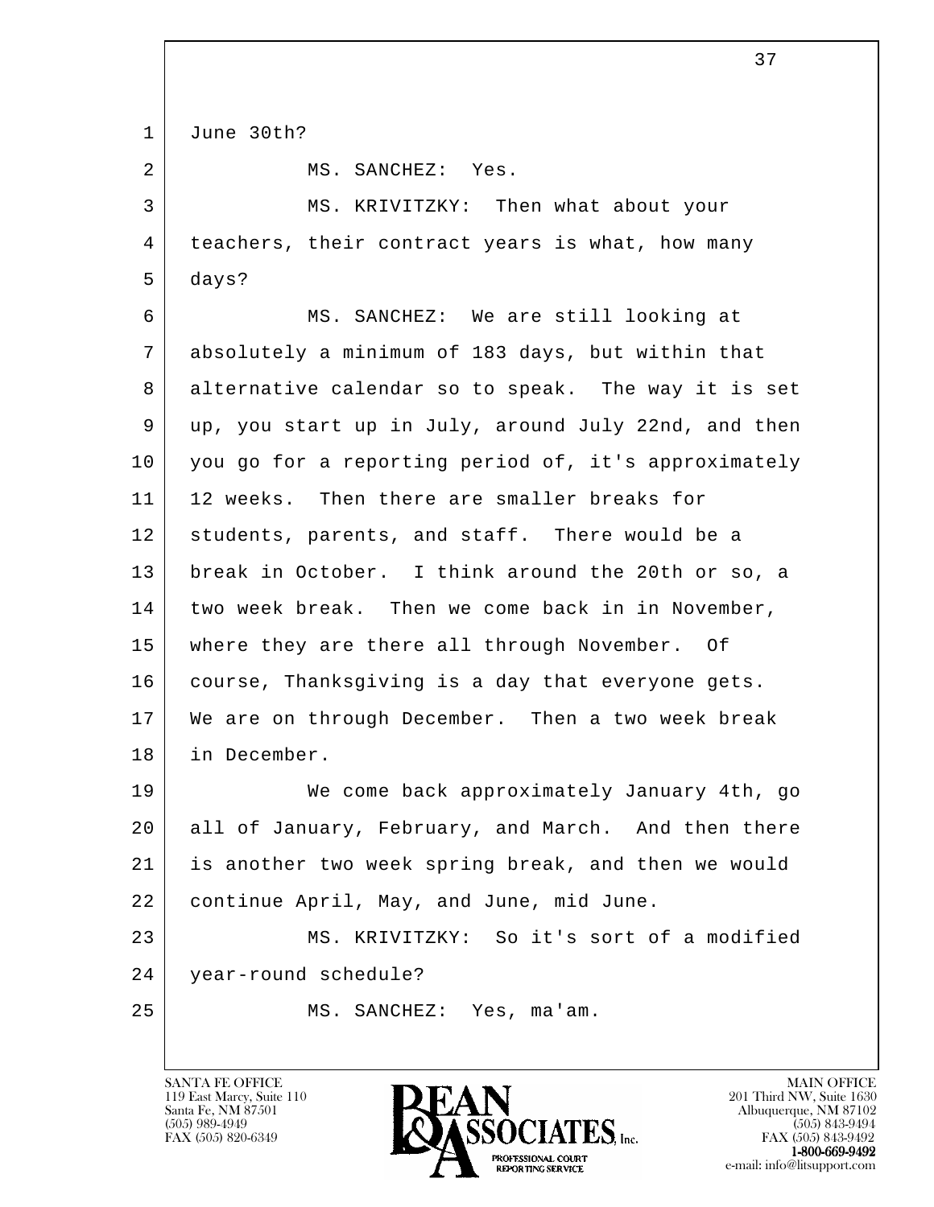June 30th?

MS. SANCHEZ: Yes.

MS. KRIVITZKY: Then what about your teachers, their contract years is what, how many days?

MS. SANCHEZ: We are still looking at absolutely a minimum of 183 days, but within that alternative calendar so to speak. The way it is set up, you start up in July, around July 22nd, and then you go for a reporting period of, it's approximately 12 weeks. Then there are smaller breaks for students, parents, and staff. There would be a break in October. I think around the 20th or so, a two week break. Then we come back in in November, where they are there all through November. Of course, Thanksgiving is a day that everyone gets. We are on through December. Then a two week break in December.

We come back approximately January 4th, go all of January, February, and March. And then there is another two week spring break, and then we would continue April, May, and June, mid June.

MS. KRIVITZKY: So it's sort of a modified year-round schedule?

MS. SANCHEZ: Yes, ma'am.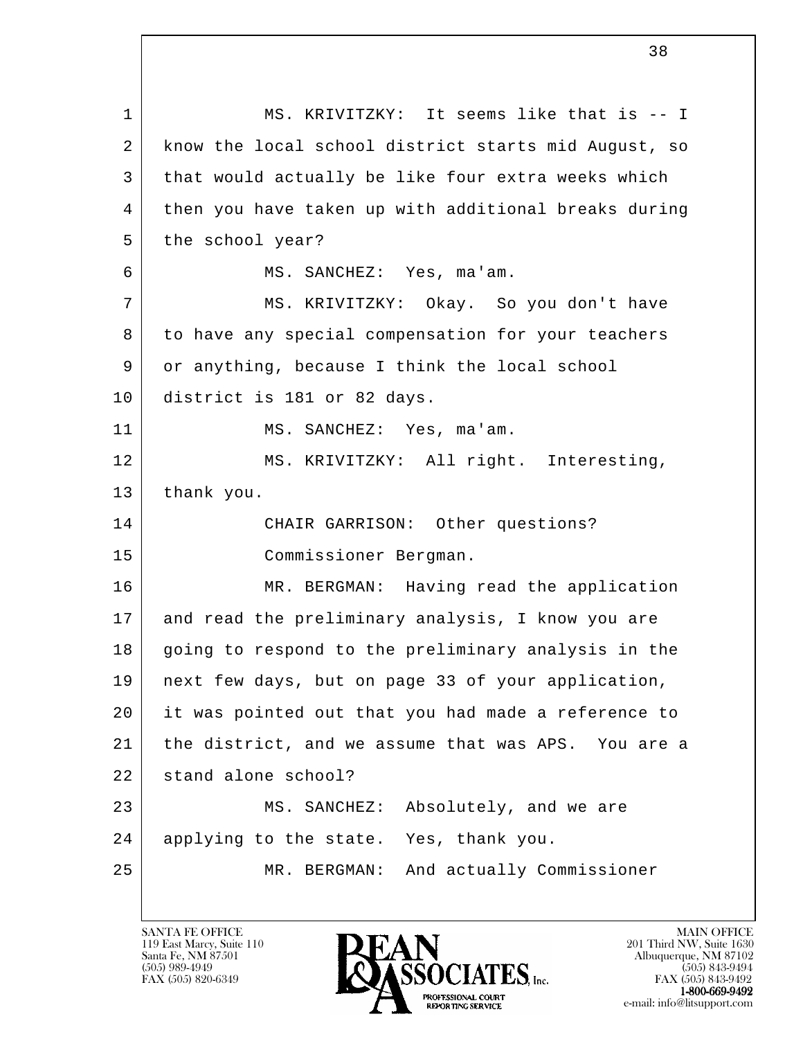1 MS. KRIVITZKY: It seems like that is -- I
2 know the local school district starts mid August, so
3 that would actually be like four extra weeks which
4 then you have taken up with additional breaks during
5 the school year?
6 MS. SANCHEZ: Yes, ma'am.
7 MS. KRIVITZKY: Okay. So you don't have
8 to have any special compensation for your teachers
9 or anything, because I think the local school
10 district is 181 or 82 days.
11 MS. SANCHEZ: Yes, ma'am.
12 MS. KRIVITZKY: All right. Interesting,
13 thank you.
14 CHAIR GARRISON: Other questions?
15 Commissioner Bergman.
16 MR. BERGMAN: Having read the application
17 and read the preliminary analysis, I know you are
18 going to respond to the preliminary analysis in the
19 next few days, but on page 33 of your application,
20 it was pointed out that you had made a reference to
21 the district, and we assume that was APS. You are a
22 stand alone school?
23 MS. SANCHEZ: Absolutely, and we are
24 applying to the state. Yes, thank you.
25 MR. BERGMAN: And actually Commissioner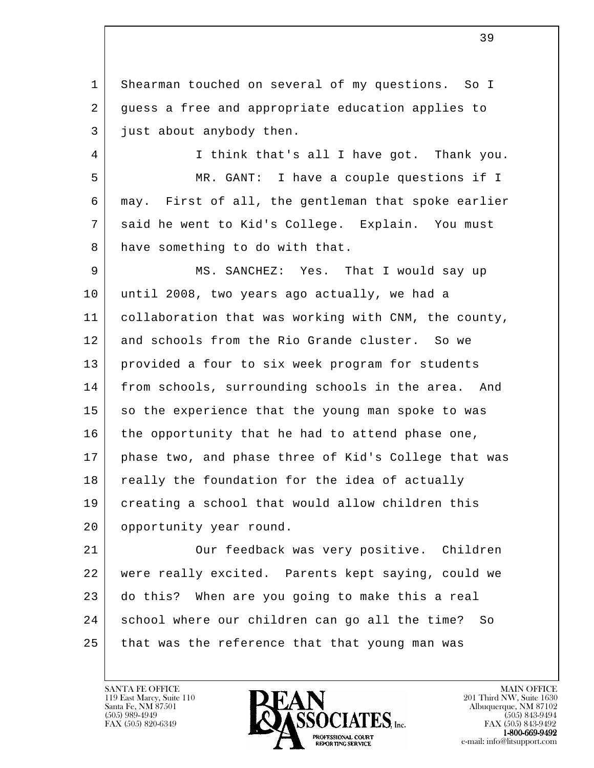Shearman touched on several of my questions. So I guess a free and appropriate education applies to just about anybody then.

I think that's all I have got. Thank you.

MR. GANT: I have a couple questions if I may. First of all, the gentleman that spoke earlier said he went to Kid's College. Explain. You must have something to do with that.

MS. SANCHEZ: Yes. That I would say up until 2008, two years ago actually, we had a collaboration that was working with CNM, the county, and schools from the Rio Grande cluster. So we provided a four to six week program for students from schools, surrounding schools in the area. And so the experience that the young man spoke to was the opportunity that he had to attend phase one, phase two, and phase three of Kid's College that was really the foundation for the idea of actually creating a school that would allow children this opportunity year round.

Our feedback was very positive. Children were really excited. Parents kept saying, could we do this? When are you going to make this a real school where our children can go all the time? So that was the reference that that young man was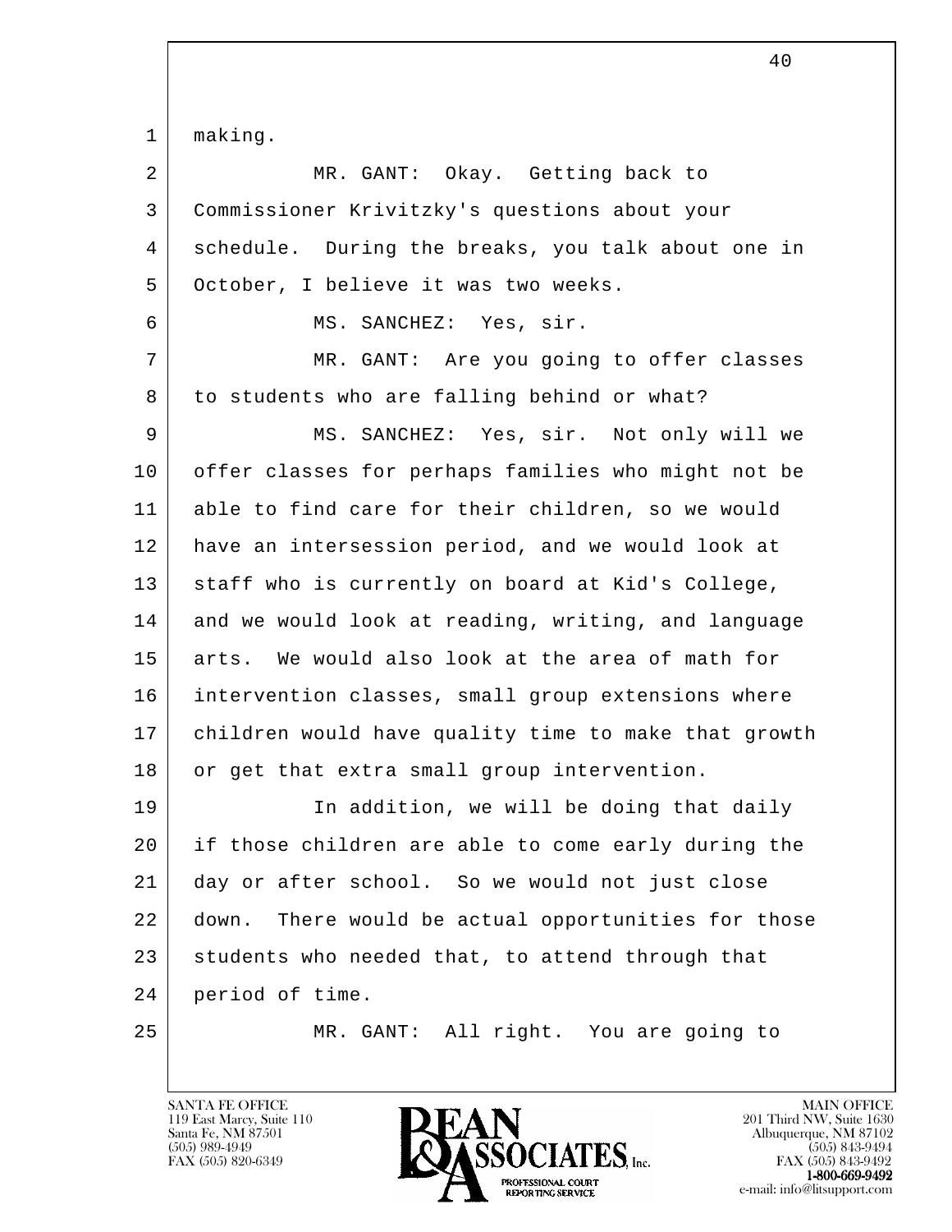making.

MR. GANT: Okay. Getting back to Commissioner Krivitzky's questions about your schedule. During the breaks, you talk about one in October, I believe it was two weeks.

MS. SANCHEZ: Yes, sir.

MR. GANT: Are you going to offer classes to students who are falling behind or what?

MS. SANCHEZ: Yes, sir. Not only will we offer classes for perhaps families who might not be able to find care for their children, so we would have an intersession period, and we would look at staff who is currently on board at Kid's College, and we would look at reading, writing, and language arts. We would also look at the area of math for intervention classes, small group extensions where children would have quality time to make that growth or get that extra small group intervention.

In addition, we will be doing that daily if those children are able to come early during the day or after school. So we would not just close down. There would be actual opportunities for those students who needed that, to attend through that period of time.

MR. GANT: All right. You are going to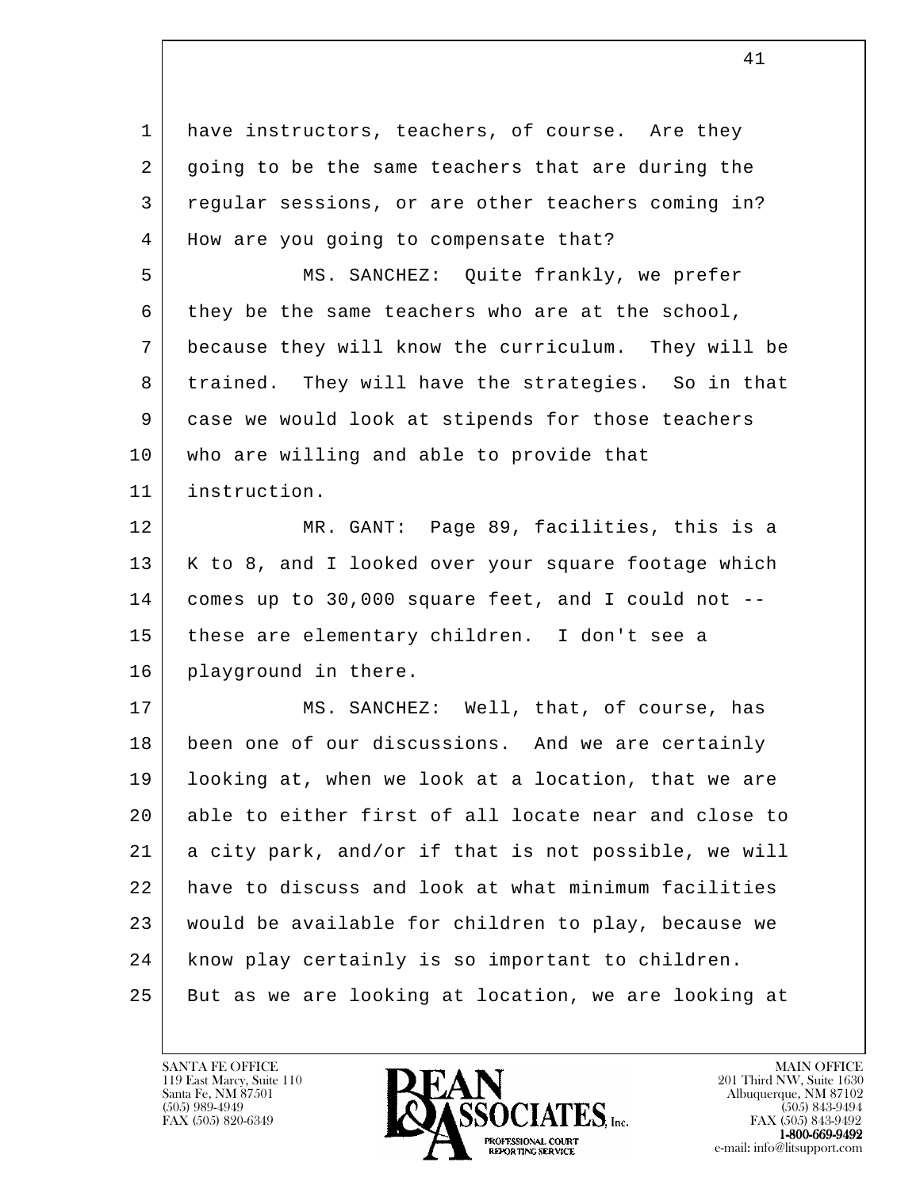have instructors, teachers, of course. Are they going to be the same teachers that are during the regular sessions, or are other teachers coming in? How are you going to compensate that?

MS. SANCHEZ: Quite frankly, we prefer they be the same teachers who are at the school, because they will know the curriculum. They will be trained. They will have the strategies. So in that case we would look at stipends for those teachers who are willing and able to provide that instruction.

MR. GANT: Page 89, facilities, this is a K to 8, and I looked over your square footage which comes up to 30,000 square feet, and I could not -- these are elementary children. I don't see a playground in there.

MS. SANCHEZ: Well, that, of course, has been one of our discussions. And we are certainly looking at, when we look at a location, that we are able to either first of all locate near and close to a city park, and/or if that is not possible, we will have to discuss and look at what minimum facilities would be available for children to play, because we know play certainly is so important to children. But as we are looking at location, we are looking at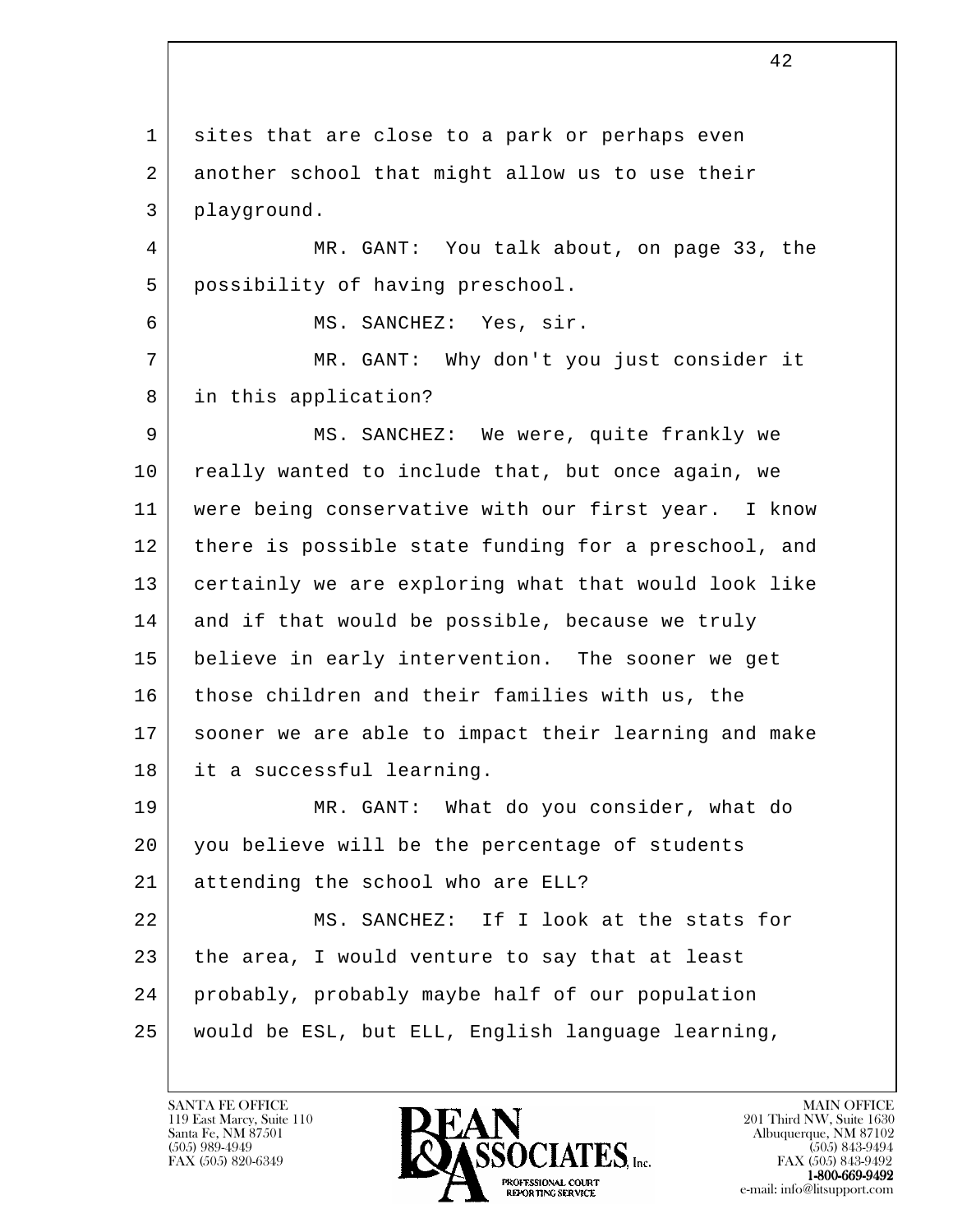sites that are close to a park or perhaps even another school that might allow us to use their playground.

MR. GANT: You talk about, on page 33, the possibility of having preschool.

MS. SANCHEZ: Yes, sir.

MR. GANT: Why don't you just consider it in this application?

MS. SANCHEZ: We were, quite frankly we really wanted to include that, but once again, we were being conservative with our first year. I know there is possible state funding for a preschool, and certainly we are exploring what that would look like and if that would be possible, because we truly believe in early intervention. The sooner we get those children and their families with us, the sooner we are able to impact their learning and make it a successful learning.

MR. GANT: What do you consider, what do you believe will be the percentage of students attending the school who are ELL?

MS. SANCHEZ: If I look at the stats for the area, I would venture to say that at least probably, probably maybe half of our population would be ESL, but ELL, English language learning,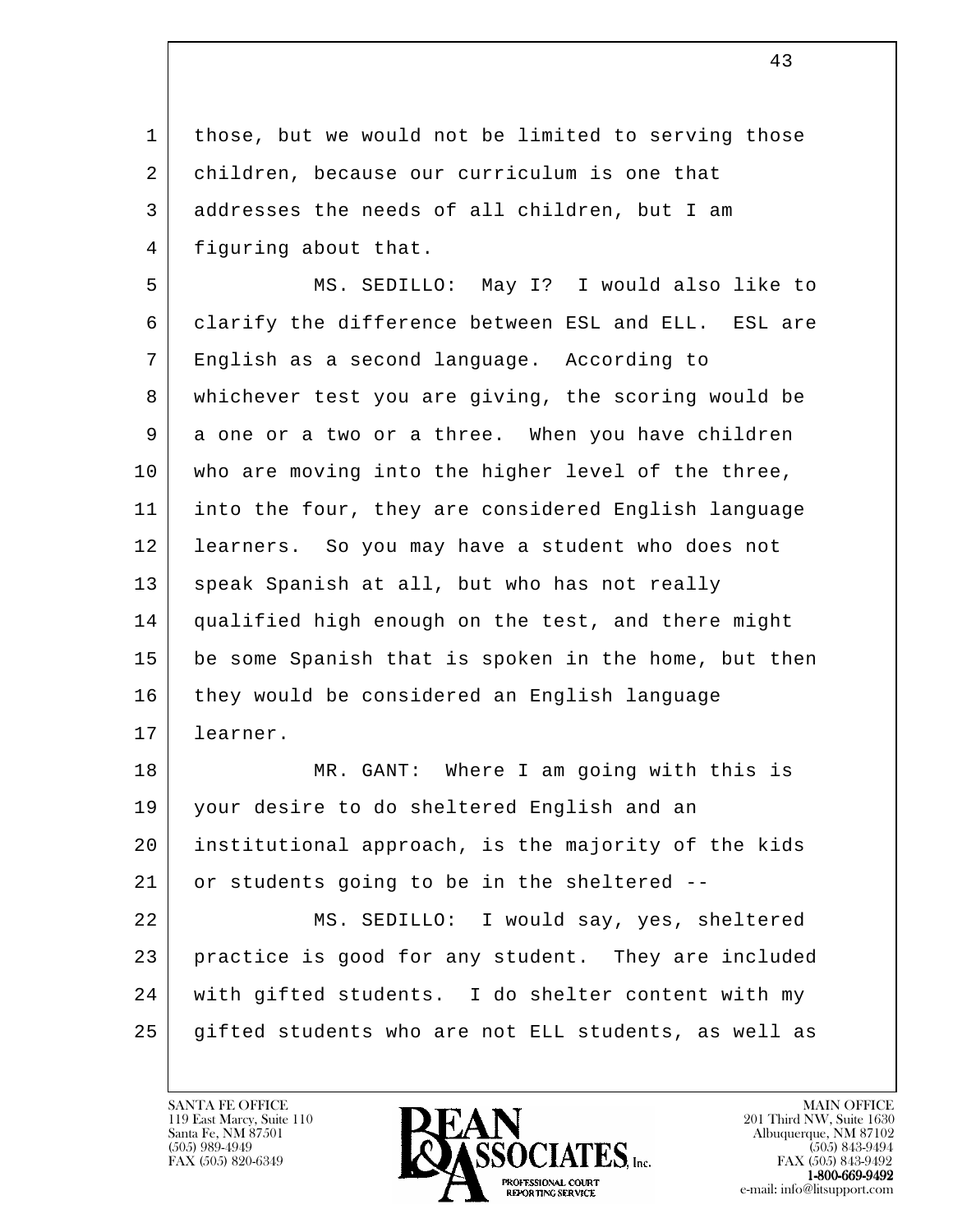those, but we would not be limited to serving those children, because our curriculum is one that addresses the needs of all children, but I am figuring about that.

MS. SEDILLO: May I? I would also like to clarify the difference between ESL and ELL. ESL are English as a second language. According to whichever test you are giving, the scoring would be a one or a two or a three. When you have children who are moving into the higher level of the three, into the four, they are considered English language learners. So you may have a student who does not speak Spanish at all, but who has not really qualified high enough on the test, and there might be some Spanish that is spoken in the home, but then they would be considered an English language learner.

MR. GANT: Where I am going with this is your desire to do sheltered English and an institutional approach, is the majority of the kids or students going to be in the sheltered --

MS. SEDILLO: I would say, yes, sheltered practice is good for any student. They are included with gifted students. I do shelter content with my gifted students who are not ELL students, as well as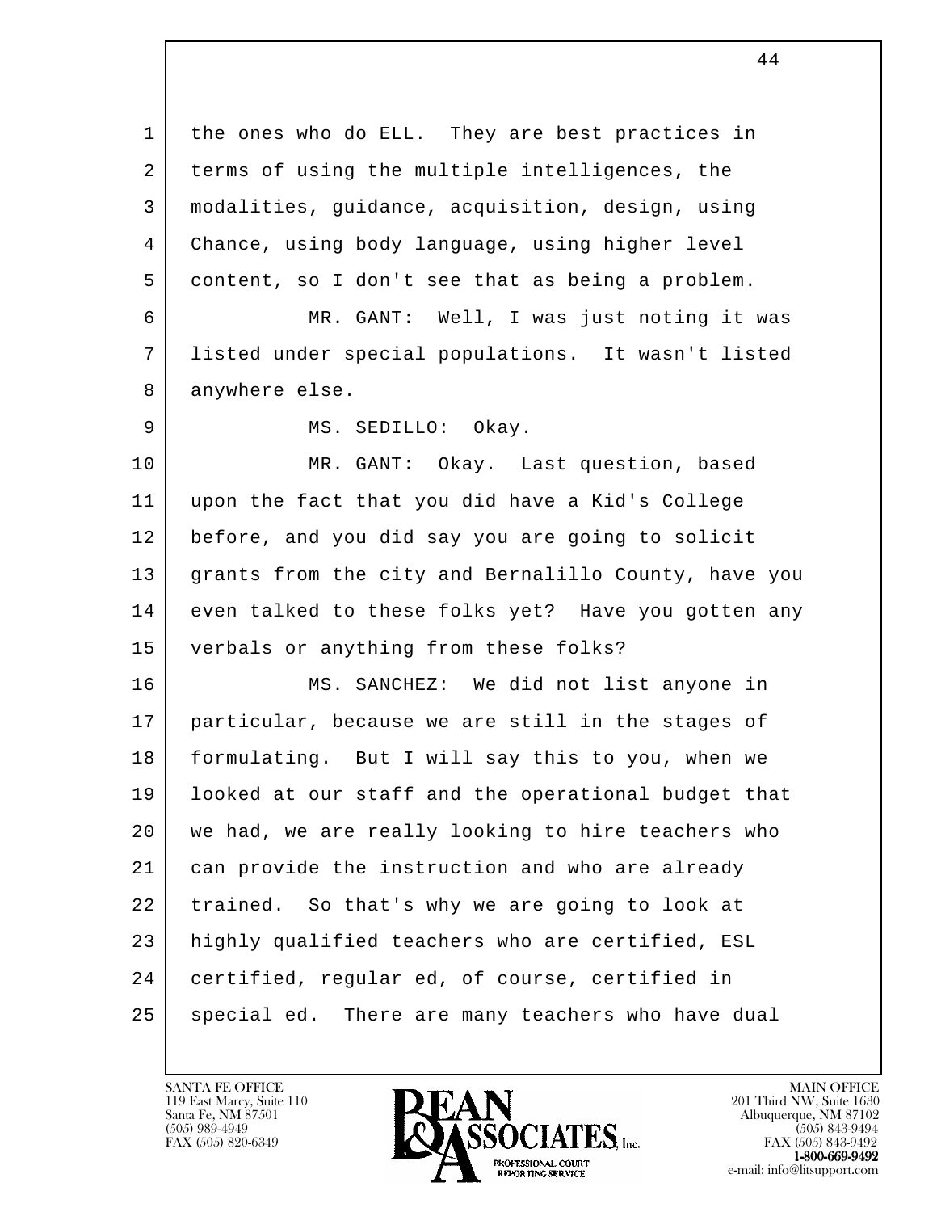1 the ones who do ELL. They are best practices in
2 terms of using the multiple intelligences, the
3 modalities, guidance, acquisition, design, using
4 Chance, using body language, using higher level
5 content, so I don't see that as being a problem.

6 MR. GANT: Well, I was just noting it was
7 listed under special populations. It wasn't listed
8 anywhere else.

9 MS. SEDILLO: Okay.

10 MR. GANT: Okay. Last question, based
11 upon the fact that you did have a Kid's College
12 before, and you did say you are going to solicit
13 grants from the city and Bernalillo County, have you
14 even talked to these folks yet? Have you gotten any
15 verbals or anything from these folks?

16 MS. SANCHEZ: We did not list anyone in
17 particular, because we are still in the stages of
18 formulating. But I will say this to you, when we
19 looked at our staff and the operational budget that
20 we had, we are really looking to hire teachers who
21 can provide the instruction and who are already
22 trained. So that's why we are going to look at
23 highly qualified teachers who are certified, ESL
24 certified, regular ed, of course, certified in
25 special ed. There are many teachers who have dual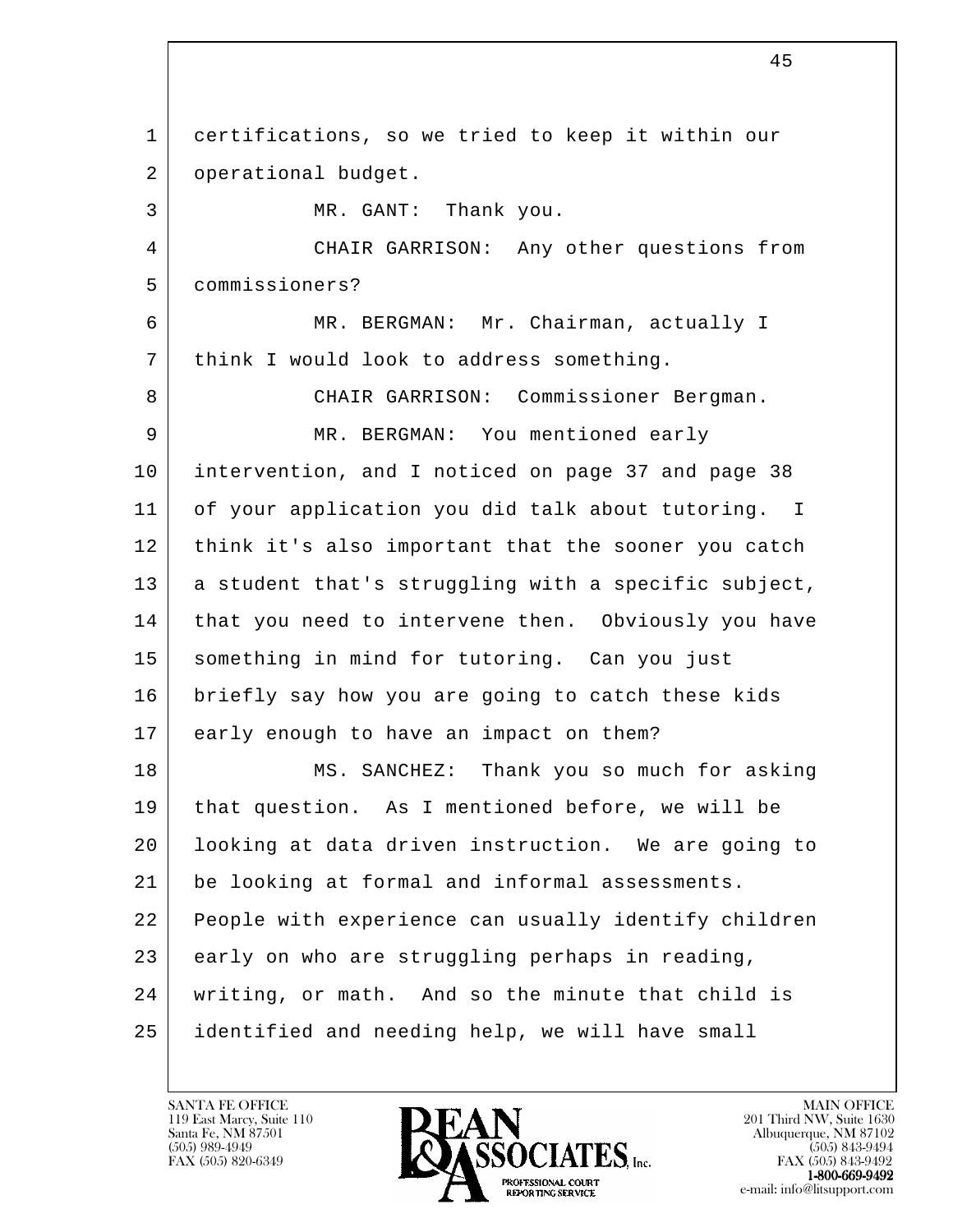certifications, so we tried to keep it within our operational budget.

MR. GANT: Thank you.

CHAIR GARRISON: Any other questions from commissioners?

MR. BERGMAN: Mr. Chairman, actually I think I would look to address something.

CHAIR GARRISON: Commissioner Bergman.

MR. BERGMAN: You mentioned early intervention, and I noticed on page 37 and page 38 of your application you did talk about tutoring. I think it's also important that the sooner you catch a student that's struggling with a specific subject, that you need to intervene then. Obviously you have something in mind for tutoring. Can you just briefly say how you are going to catch these kids early enough to have an impact on them?

MS. SANCHEZ: Thank you so much for asking that question. As I mentioned before, we will be looking at data driven instruction. We are going to be looking at formal and informal assessments. People with experience can usually identify children early on who are struggling perhaps in reading, writing, or math. And so the minute that child is identified and needing help, we will have small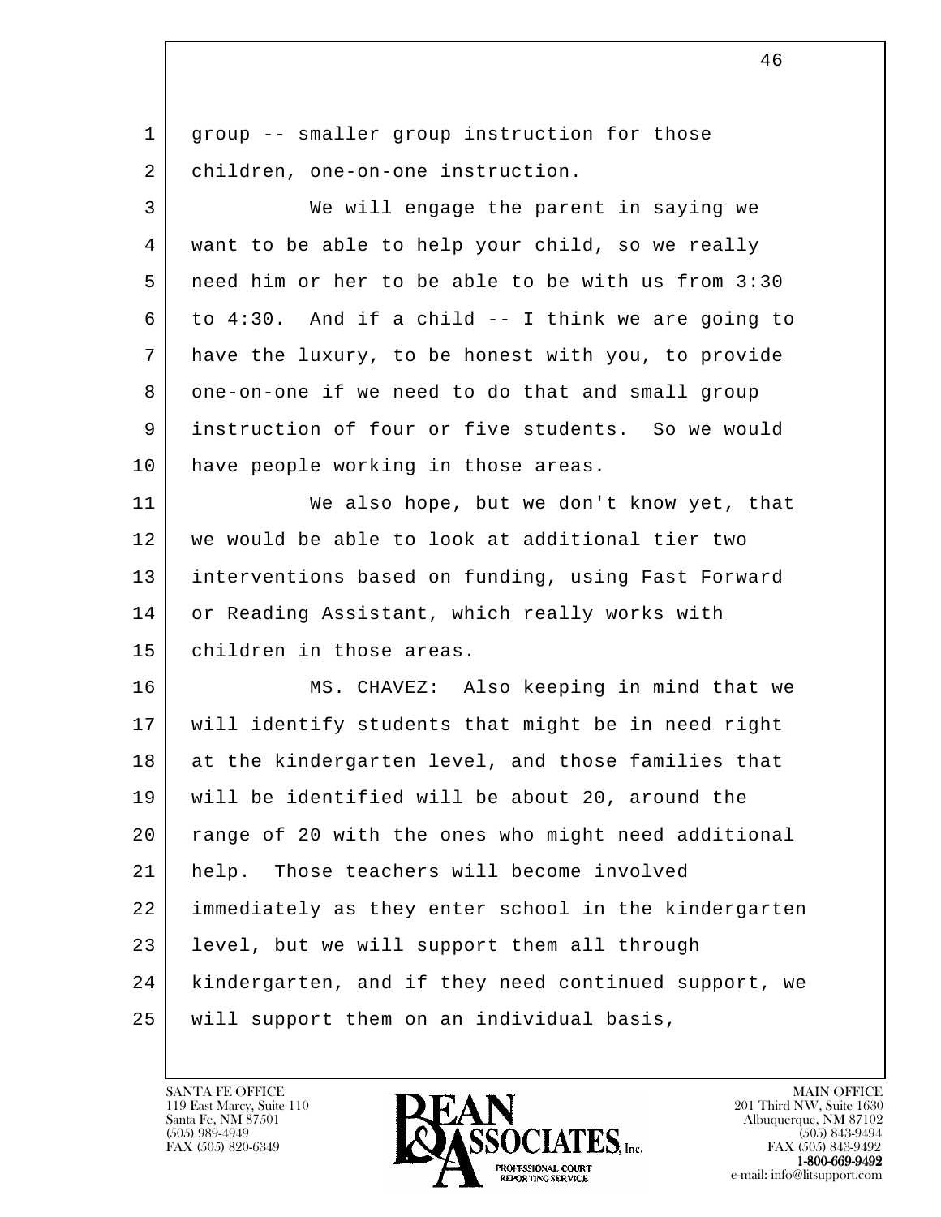group -- smaller group instruction for those children, one-on-one instruction.

We will engage the parent in saying we want to be able to help your child, so we really need him or her to be able to be with us from 3:30 to 4:30. And if a child -- I think we are going to have the luxury, to be honest with you, to provide one-on-one if we need to do that and small group instruction of four or five students. So we would have people working in those areas.

We also hope, but we don't know yet, that we would be able to look at additional tier two interventions based on funding, using Fast Forward or Reading Assistant, which really works with children in those areas.

MS. CHAVEZ: Also keeping in mind that we will identify students that might be in need right at the kindergarten level, and those families that will be identified will be about 20, around the range of 20 with the ones who might need additional help. Those teachers will become involved immediately as they enter school in the kindergarten level, but we will support them all through kindergarten, and if they need continued support, we will support them on an individual basis,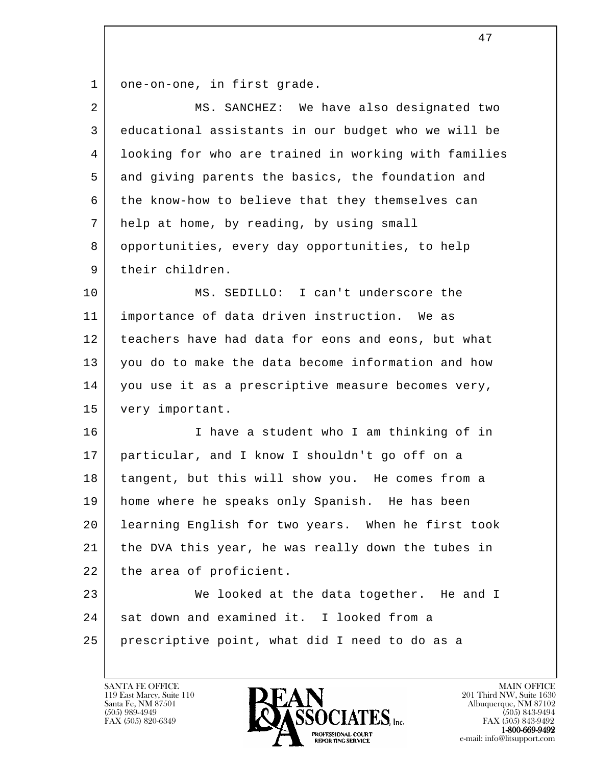one-on-one, in first grade.

MS. SANCHEZ: We have also designated two educational assistants in our budget who we will be looking for who are trained in working with families and giving parents the basics, the foundation and the know-how to believe that they themselves can help at home, by reading, by using small opportunities, every day opportunities, to help their children.

MS. SEDILLO: I can't underscore the importance of data driven instruction. We as teachers have had data for eons and eons, but what you do to make the data become information and how you use it as a prescriptive measure becomes very, very important.

I have a student who I am thinking of in particular, and I know I shouldn't go off on a tangent, but this will show you. He comes from a home where he speaks only Spanish. He has been learning English for two years. When he first took the DVA this year, he was really down the tubes in the area of proficient.

We looked at the data together. He and I sat down and examined it. I looked from a prescriptive point, what did I need to do as a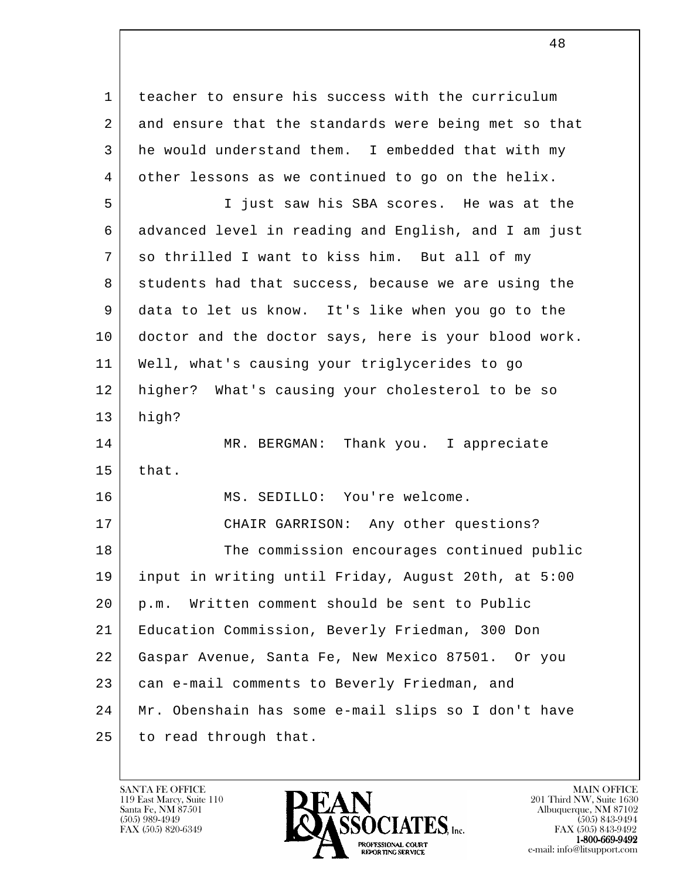teacher to ensure his success with the curriculum and ensure that the standards were being met so that he would understand them. I embedded that with my other lessons as we continued to go on the helix.

I just saw his SBA scores. He was at the advanced level in reading and English, and I am just so thrilled I want to kiss him. But all of my students had that success, because we are using the data to let us know. It's like when you go to the doctor and the doctor says, here is your blood work. Well, what's causing your triglycerides to go higher? What's causing your cholesterol to be so high?

MR. BERGMAN: Thank you. I appreciate that.

MS. SEDILLO: You're welcome.

CHAIR GARRISON: Any other questions?

The commission encourages continued public input in writing until Friday, August 20th, at 5:00 p.m. Written comment should be sent to Public Education Commission, Beverly Friedman, 300 Don Gaspar Avenue, Santa Fe, New Mexico 87501. Or you can e-mail comments to Beverly Friedman, and Mr. Obenshain has some e-mail slips so I don't have to read through that.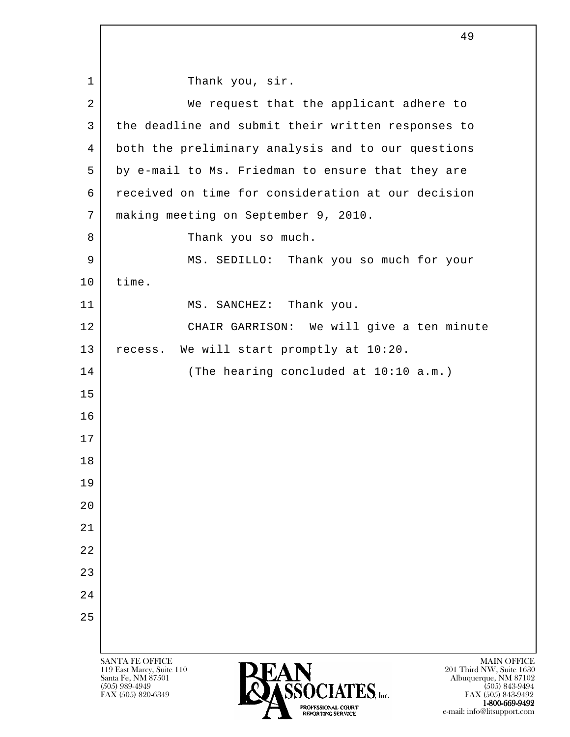Thank you, sir.

We request that the applicant adhere to the deadline and submit their written responses to both the preliminary analysis and to our questions by e-mail to Ms. Friedman to ensure that they are received on time for consideration at our decision making meeting on September 9, 2010.

Thank you so much.

MS. SEDILLO: Thank you so much for your time.

MS. SANCHEZ: Thank you.

CHAIR GARRISON: We will give a ten minute recess. We will start promptly at 10:20.

(The hearing concluded at 10:10 a.m.)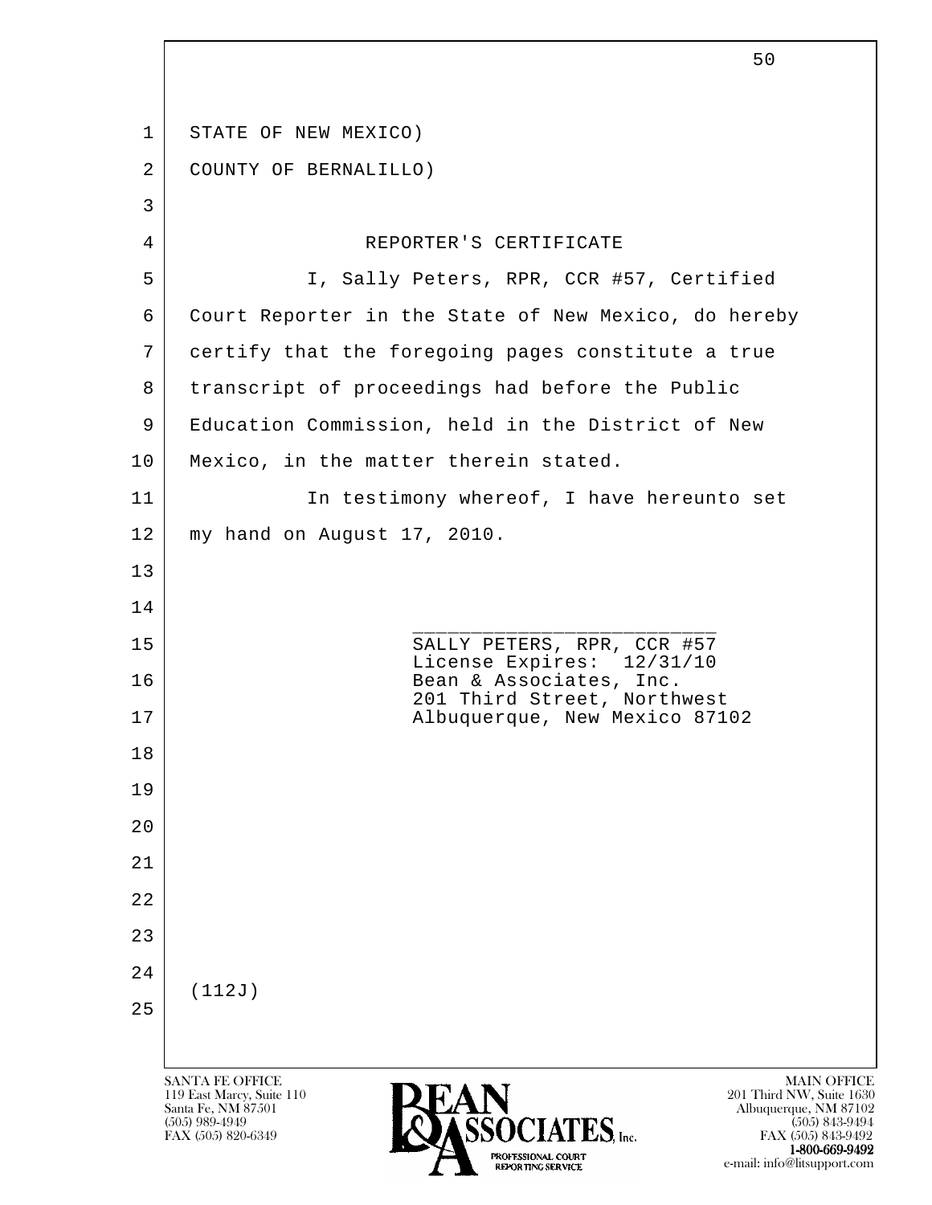STATE OF NEW MEXICO)
COUNTY OF BERNALILLO)

REPORTER'S CERTIFICATE

I, Sally Peters, RPR, CCR #57, Certified Court Reporter in the State of New Mexico, do hereby certify that the foregoing pages constitute a true transcript of proceedings had before the Public Education Commission, held in the District of New Mexico, in the matter therein stated.

In testimony whereof, I have hereunto set my hand on August 17, 2010.

\_\_\_\_\_\_\_\_\_\_\_\_\_\_\_\_\_\_\_\_\_\_\_\_\_\_\_
SALLY PETERS, RPR, CCR #57
License Expires: 12/31/10
Bean & Associates, Inc.
201 Third Street, Northwest
Albuquerque, New Mexico 87102

(112J)

SANTA FE OFFICE
119 East Marcy, Suite 110
Santa Fe, NM 87501
(505) 989-4949
FAX (505) 820-6349

BEAN & ASSOCIATES, Inc.
PROFESSIONAL COURT REPORTING SERVICE

MAIN OFFICE
201 Third NW, Suite 1630
Albuquerque, NM 87102
(505) 843-9494
FAX (505) 843-9492
1-800-669-9492
e-mail: info@litsupport.com